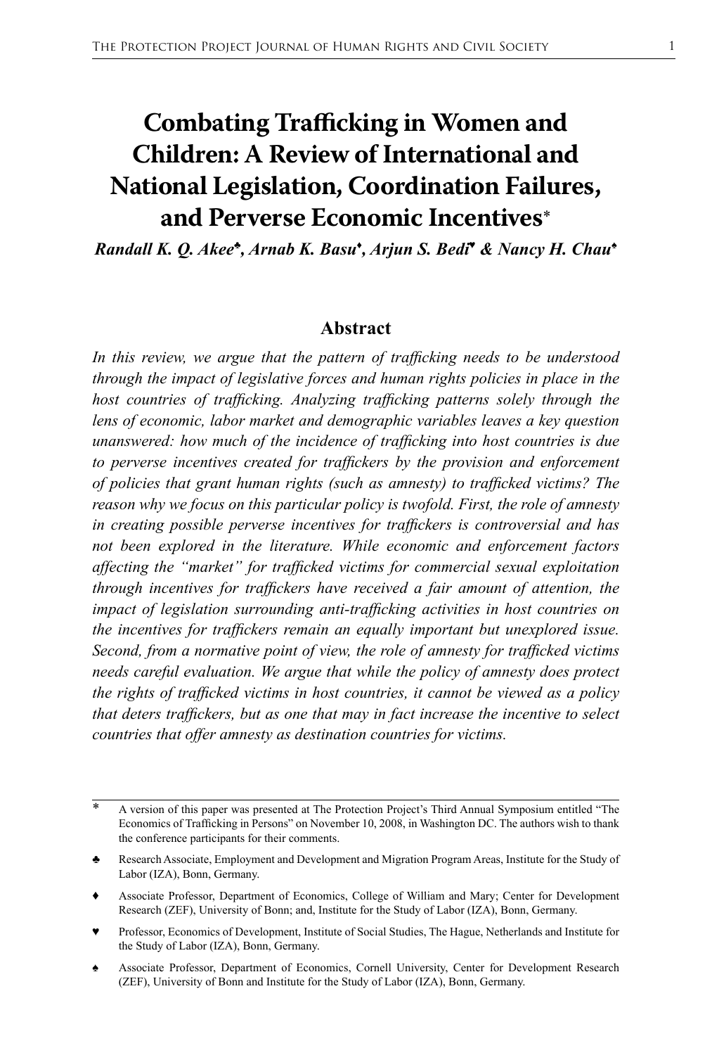# Combating Trafficking in Women and Children: A Review of International and National Legislation, Coordination Failures, and Perverse Economic Incentives*

***Randall K. Q. Akee♣, Arnab K. Basu♦, Arjun S. Bedi♥ & Nancy H. Chau♠***

## Abstract

*In this review, we argue that the pattern of trafficking needs to be understood through the impact of legislative forces and human rights policies in place in the host countries of trafficking. Analyzing trafficking patterns solely through the lens of economic, labor market and demographic variables leaves a key question unanswered: how much of the incidence of trafficking into host countries is due to perverse incentives created for traffickers by the provision and enforcement of policies that grant human rights (such as amnesty) to trafficked victims? The reason why we focus on this particular policy is twofold. First, the role of amnesty in creating possible perverse incentives for traffickers is controversial and has not been explored in the literature. While economic and enforcement factors affecting the "market" for trafficked victims for commercial sexual exploitation through incentives for traffickers have received a fair amount of attention, the impact of legislation surrounding anti-trafficking activities in host countries on the incentives for traffickers remain an equally important but unexplored issue. Second, from a normative point of view, the role of amnesty for trafficked victims needs careful evaluation. We argue that while the policy of amnesty does protect the rights of trafficked victims in host countries, it cannot be viewed as a policy that deters traffickers, but as one that may in fact increase the incentive to select countries that offer amnesty as destination countries for victims.*

---

\* A version of this paper was presented at The Protection Project's Third Annual Symposium entitled "The Economics of Trafficking in Persons" on November 10, 2008, in Washington DC. The authors wish to thank the conference participants for their comments.

♣ Research Associate, Employment and Development and Migration Program Areas, Institute for the Study of Labor (IZA), Bonn, Germany.

♦ Associate Professor, Department of Economics, College of William and Mary; Center for Development Research (ZEF), University of Bonn; and, Institute for the Study of Labor (IZA), Bonn, Germany.

♥ Professor, Economics of Development, Institute of Social Studies, The Hague, Netherlands and Institute for the Study of Labor (IZA), Bonn, Germany.

♠ Associate Professor, Department of Economics, Cornell University, Center for Development Research (ZEF), University of Bonn and Institute for the Study of Labor (IZA), Bonn, Germany.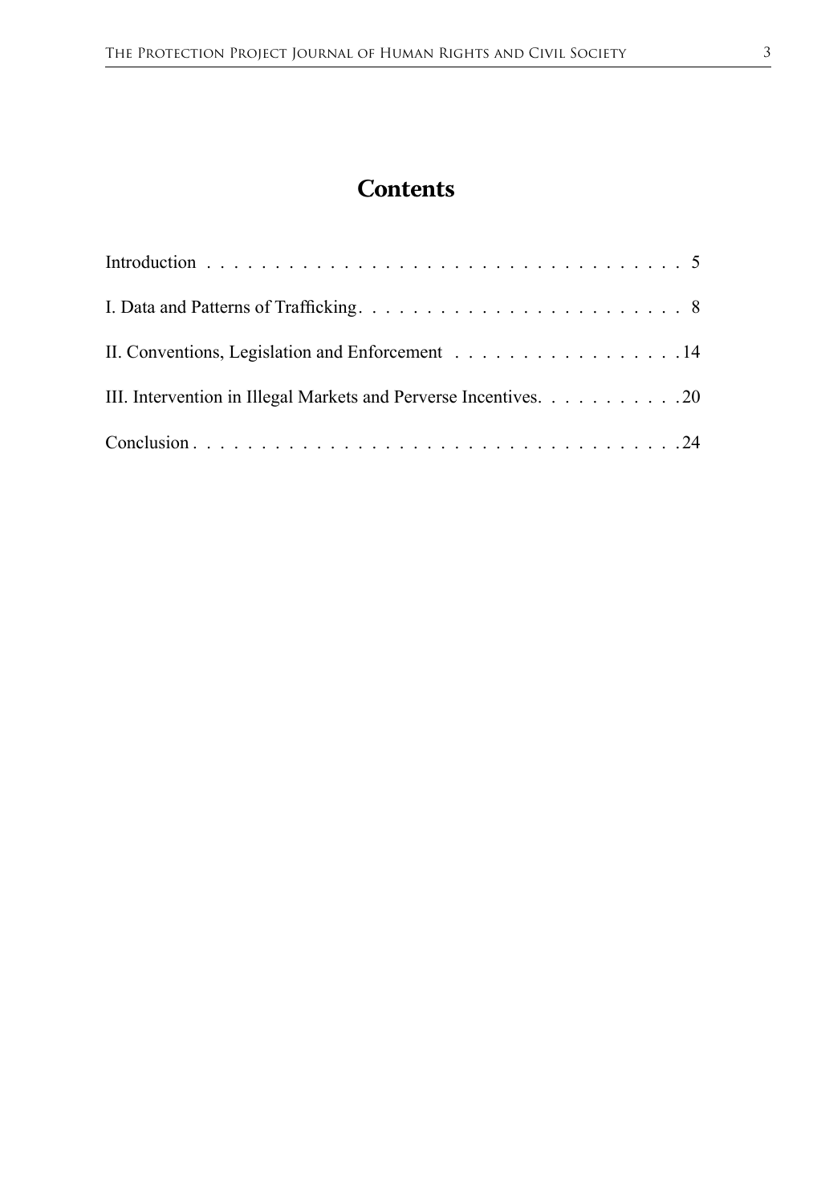# Contents

Introduction . . . . . . . . . . . . . . . . . . . . . . . . . . . . . . . . . . . . 5

I. Data and Patterns of Trafficking. . . . . . . . . . . . . . . . . . . . . . . . 8

II. Conventions, Legislation and Enforcement . . . . . . . . . . . . . . . . .14

III. Intervention in Illegal Markets and Perverse Incentives. . . . . . . . . . .20

Conclusion . . . . . . . . . . . . . . . . . . . . . . . . . . . . . . . . . . . .24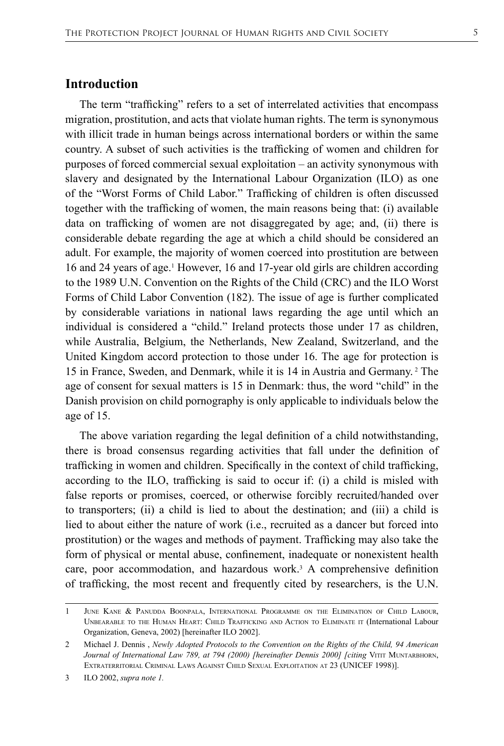## Introduction

The term "trafficking" refers to a set of interrelated activities that encompass migration, prostitution, and acts that violate human rights. The term is synonymous with illicit trade in human beings across international borders or within the same country. A subset of such activities is the trafficking of women and children for purposes of forced commercial sexual exploitation – an activity synonymous with slavery and designated by the International Labour Organization (ILO) as one of the "Worst Forms of Child Labor." Trafficking of children is often discussed together with the trafficking of women, the main reasons being that: (i) available data on trafficking of women are not disaggregated by age; and, (ii) there is considerable debate regarding the age at which a child should be considered an adult. For example, the majority of women coerced into prostitution are between 16 and 24 years of age.[1] However, 16 and 17-year old girls are children according to the 1989 U.N. Convention on the Rights of the Child (CRC) and the ILO Worst Forms of Child Labor Convention (182). The issue of age is further complicated by considerable variations in national laws regarding the age until which an individual is considered a "child." Ireland protects those under 17 as children, while Australia, Belgium, the Netherlands, New Zealand, Switzerland, and the United Kingdom accord protection to those under 16. The age for protection is 15 in France, Sweden, and Denmark, while it is 14 in Austria and Germany.[2] The age of consent for sexual matters is 15 in Denmark: thus, the word "child" in the Danish provision on child pornography is only applicable to individuals below the age of 15.

The above variation regarding the legal definition of a child notwithstanding, there is broad consensus regarding activities that fall under the definition of trafficking in women and children. Specifically in the context of child trafficking, according to the ILO, trafficking is said to occur if: (i) a child is misled with false reports or promises, coerced, or otherwise forcibly recruited/handed over to transporters; (ii) a child is lied to about the destination; and (iii) a child is lied to about either the nature of work (i.e., recruited as a dancer but forced into prostitution) or the wages and methods of payment. Trafficking may also take the form of physical or mental abuse, confinement, inadequate or nonexistent health care, poor accommodation, and hazardous work.[3] A comprehensive definition of trafficking, the most recent and frequently cited by researchers, is the U.N.

---

1 June Kane & Panudda Boonpala, International Programme on the Elimination of Child Labour, Unbearable to the Human Heart: Child Trafficking and Action to Eliminate it (International Labour Organization, Geneva, 2002) [hereinafter ILO 2002].

2 Michael J. Dennis , *Newly Adopted Protocols to the Convention on the Rights of the Child, 94 American Journal of International Law 789, at 794 (2000) [hereinafter Dennis 2000] [citing* Vitit Muntarbhorn, Extraterritorial Criminal Laws Against Child Sexual Exploitation at 23 (UNICEF 1998)].

3 ILO 2002, *supra note 1.*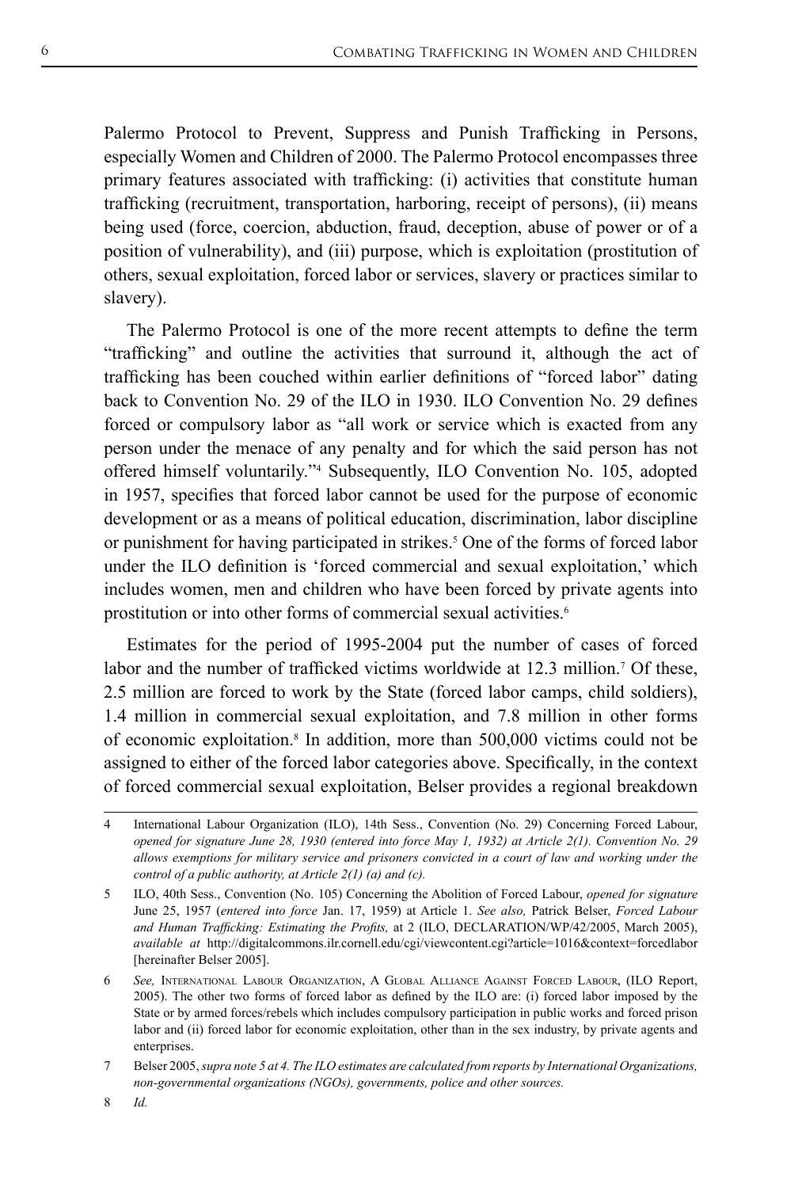Palermo Protocol to Prevent, Suppress and Punish Trafficking in Persons, especially Women and Children of 2000. The Palermo Protocol encompasses three primary features associated with trafficking: (i) activities that constitute human trafficking (recruitment, transportation, harboring, receipt of persons), (ii) means being used (force, coercion, abduction, fraud, deception, abuse of power or of a position of vulnerability), and (iii) purpose, which is exploitation (prostitution of others, sexual exploitation, forced labor or services, slavery or practices similar to slavery).

The Palermo Protocol is one of the more recent attempts to define the term "trafficking" and outline the activities that surround it, although the act of trafficking has been couched within earlier definitions of "forced labor" dating back to Convention No. 29 of the ILO in 1930. ILO Convention No. 29 defines forced or compulsory labor as "all work or service which is exacted from any person under the menace of any penalty and for which the said person has not offered himself voluntarily."[4] Subsequently, ILO Convention No. 105, adopted in 1957, specifies that forced labor cannot be used for the purpose of economic development or as a means of political education, discrimination, labor discipline or punishment for having participated in strikes.[5] One of the forms of forced labor under the ILO definition is 'forced commercial and sexual exploitation,' which includes women, men and children who have been forced by private agents into prostitution or into other forms of commercial sexual activities.[6]

Estimates for the period of 1995-2004 put the number of cases of forced labor and the number of trafficked victims worldwide at 12.3 million.[7] Of these, 2.5 million are forced to work by the State (forced labor camps, child soldiers), 1.4 million in commercial sexual exploitation, and 7.8 million in other forms of economic exploitation.[8] In addition, more than 500,000 victims could not be assigned to either of the forced labor categories above. Specifically, in the context of forced commercial sexual exploitation, Belser provides a regional breakdown

---

4 International Labour Organization (ILO), 14th Sess., Convention (No. 29) Concerning Forced Labour, *opened for signature June 28, 1930 (entered into force May 1, 1932) at Article 2(1). Convention No. 29 allows exemptions for military service and prisoners convicted in a court of law and working under the control of a public authority, at Article 2(1) (a) and (c).*

5 ILO, 40th Sess., Convention (No. 105) Concerning the Abolition of Forced Labour, *opened for signature* June 25, 1957 (*entered into force* Jan. 17, 1959) at Article 1. *See also,* Patrick Belser, *Forced Labour and Human Trafficking: Estimating the Profits,* at 2 (ILO, DECLARATION/WP/42/2005, March 2005), *available at* http://digitalcommons.ilr.cornell.edu/cgi/viewcontent.cgi?article=1016&context=forcedlabor [hereinafter Belser 2005].

6 *See,* International Labour Organization, A Global Alliance Against Forced Labour, (ILO Report, 2005). The other two forms of forced labor as defined by the ILO are: (i) forced labor imposed by the State or by armed forces/rebels which includes compulsory participation in public works and forced prison labor and (ii) forced labor for economic exploitation, other than in the sex industry, by private agents and enterprises.

7 Belser 2005, *supra note 5 at 4. The ILO estimates are calculated from reports by International Organizations, non-governmental organizations (NGOs), governments, police and other sources.*

8 *Id.*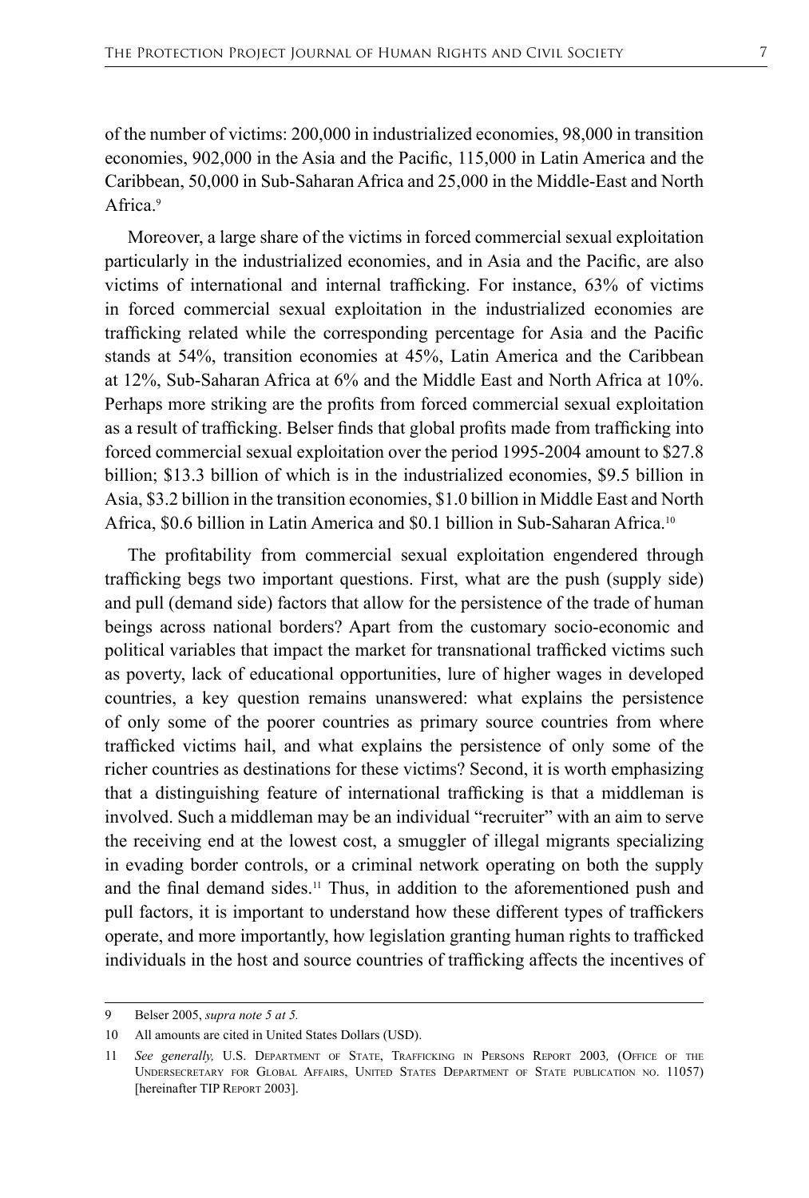of the number of victims: 200,000 in industrialized economies, 98,000 in transition economies, 902,000 in the Asia and the Pacific, 115,000 in Latin America and the Caribbean, 50,000 in Sub-Saharan Africa and 25,000 in the Middle-East and North Africa.[9]

Moreover, a large share of the victims in forced commercial sexual exploitation particularly in the industrialized economies, and in Asia and the Pacific, are also victims of international and internal trafficking. For instance, 63% of victims in forced commercial sexual exploitation in the industrialized economies are trafficking related while the corresponding percentage for Asia and the Pacific stands at 54%, transition economies at 45%, Latin America and the Caribbean at 12%, Sub-Saharan Africa at 6% and the Middle East and North Africa at 10%. Perhaps more striking are the profits from forced commercial sexual exploitation as a result of trafficking. Belser finds that global profits made from trafficking into forced commercial sexual exploitation over the period 1995-2004 amount to $27.8 billion; $13.3 billion of which is in the industrialized economies, $9.5 billion in Asia, $3.2 billion in the transition economies, $1.0 billion in Middle East and North Africa, $0.6 billion in Latin America and $0.1 billion in Sub-Saharan Africa.[10]

The profitability from commercial sexual exploitation engendered through trafficking begs two important questions. First, what are the push (supply side) and pull (demand side) factors that allow for the persistence of the trade of human beings across national borders? Apart from the customary socio-economic and political variables that impact the market for transnational trafficked victims such as poverty, lack of educational opportunities, lure of higher wages in developed countries, a key question remains unanswered: what explains the persistence of only some of the poorer countries as primary source countries from where trafficked victims hail, and what explains the persistence of only some of the richer countries as destinations for these victims? Second, it is worth emphasizing that a distinguishing feature of international trafficking is that a middleman is involved. Such a middleman may be an individual "recruiter" with an aim to serve the receiving end at the lowest cost, a smuggler of illegal migrants specializing in evading border controls, or a criminal network operating on both the supply and the final demand sides.[11] Thus, in addition to the aforementioned push and pull factors, it is important to understand how these different types of traffickers operate, and more importantly, how legislation granting human rights to trafficked individuals in the host and source countries of trafficking affects the incentives of

---

9 Belser 2005, *supra note 5 at 5.*

10 All amounts are cited in United States Dollars (USD).

11 *See generally,* U.S. Department of State, Trafficking in Persons Report 2003*,* (Office of the Undersecretary for Global Affairs, United States Department of State publication no. 11057) [hereinafter TIP Report 2003].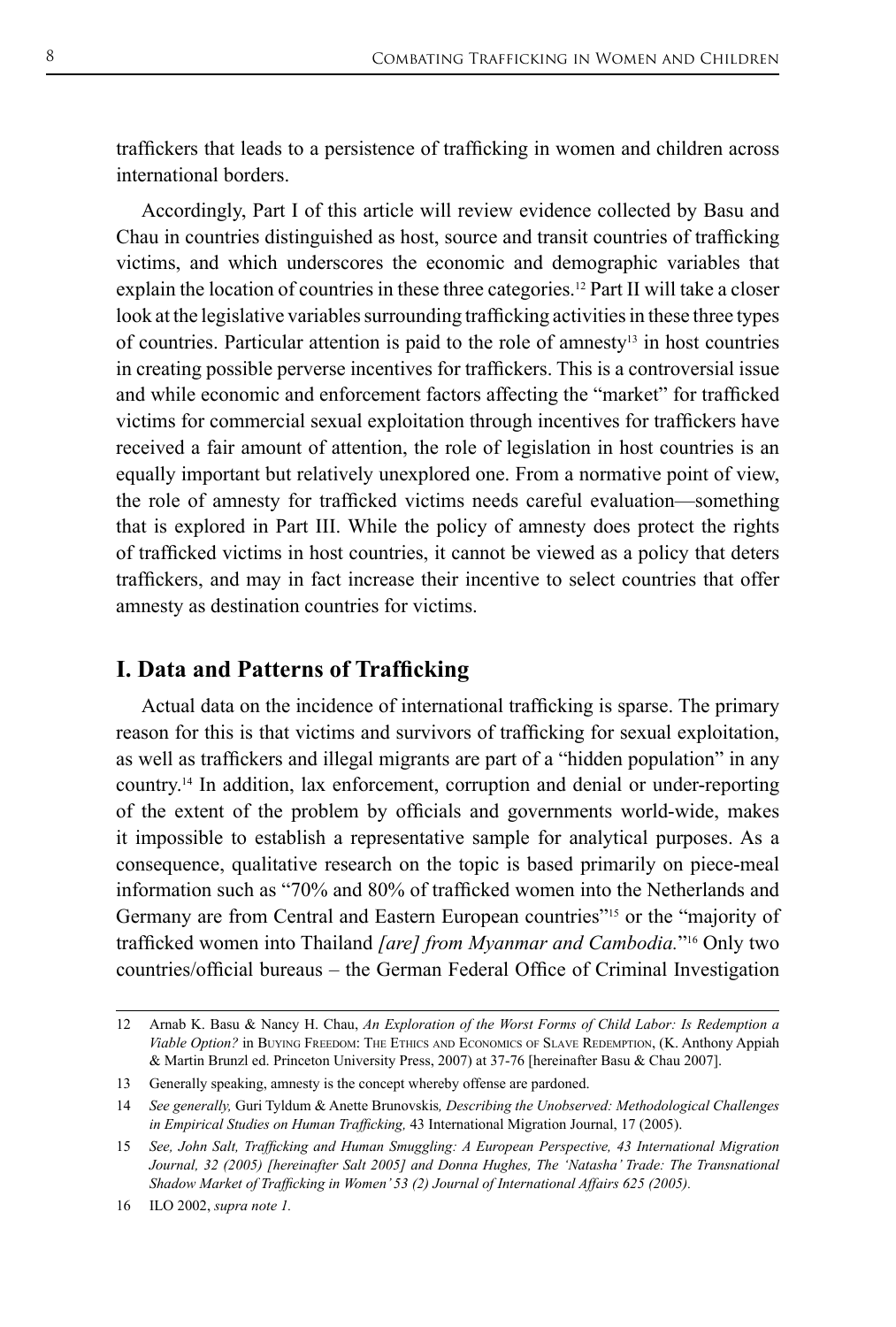traffickers that leads to a persistence of trafficking in women and children across international borders.

Accordingly, Part I of this article will review evidence collected by Basu and Chau in countries distinguished as host, source and transit countries of trafficking victims, and which underscores the economic and demographic variables that explain the location of countries in these three categories.[12] Part II will take a closer look at the legislative variables surrounding trafficking activities in these three types of countries. Particular attention is paid to the role of amnesty[13] in host countries in creating possible perverse incentives for traffickers. This is a controversial issue and while economic and enforcement factors affecting the "market" for trafficked victims for commercial sexual exploitation through incentives for traffickers have received a fair amount of attention, the role of legislation in host countries is an equally important but relatively unexplored one. From a normative point of view, the role of amnesty for trafficked victims needs careful evaluation—something that is explored in Part III. While the policy of amnesty does protect the rights of trafficked victims in host countries, it cannot be viewed as a policy that deters traffickers, and may in fact increase their incentive to select countries that offer amnesty as destination countries for victims.

## I. Data and Patterns of Trafficking

Actual data on the incidence of international trafficking is sparse. The primary reason for this is that victims and survivors of trafficking for sexual exploitation, as well as traffickers and illegal migrants are part of a "hidden population" in any country.[14] In addition, lax enforcement, corruption and denial or under-reporting of the extent of the problem by officials and governments world-wide, makes it impossible to establish a representative sample for analytical purposes. As a consequence, qualitative research on the topic is based primarily on piece-meal information such as "70% and 80% of trafficked women into the Netherlands and Germany are from Central and Eastern European countries"[15] or the "majority of trafficked women into Thailand *[are] from Myanmar and Cambodia.*"[16] Only two countries/official bureaus – the German Federal Office of Criminal Investigation

---

12 Arnab K. Basu & Nancy H. Chau, *An Exploration of the Worst Forms of Child Labor: Is Redemption a Viable Option?* in Buying Freedom: The Ethics and Economics of Slave Redemption, (K. Anthony Appiah & Martin Brunzl ed. Princeton University Press, 2007) at 37-76 [hereinafter Basu & Chau 2007].

13 Generally speaking, amnesty is the concept whereby offense are pardoned.

14 *See generally,* Guri Tyldum & Anette Brunovskis*, Describing the Unobserved: Methodological Challenges in Empirical Studies on Human Trafficking,* 43 International Migration Journal, 17 (2005).

15 *See, John Salt, Trafficking and Human Smuggling: A European Perspective, 43 International Migration Journal, 32 (2005) [hereinafter Salt 2005] and Donna Hughes, The 'Natasha' Trade: The Transnational Shadow Market of Trafficking in Women' 53 (2) Journal of International Affairs 625 (2005).*

16 ILO 2002, *supra note 1.*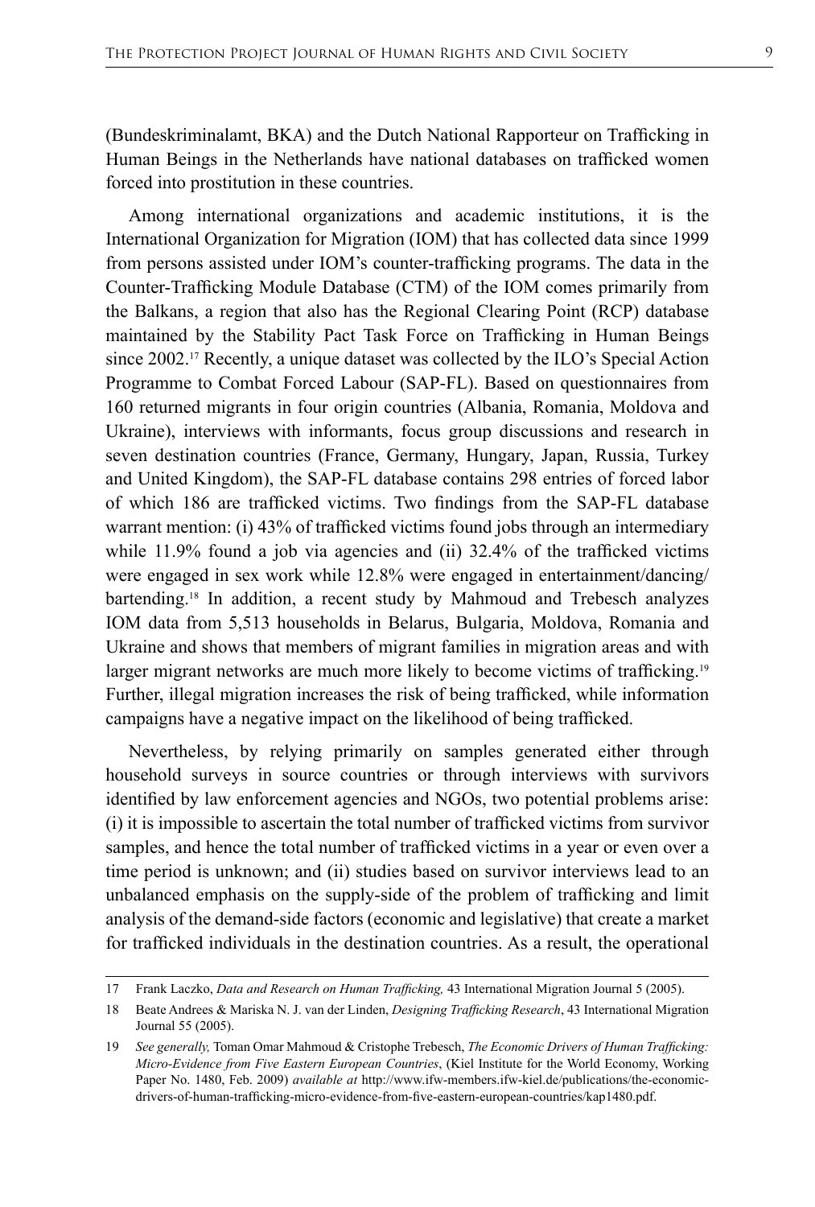(Bundeskriminalamt, BKA) and the Dutch National Rapporteur on Trafficking in Human Beings in the Netherlands have national databases on trafficked women forced into prostitution in these countries.

Among international organizations and academic institutions, it is the International Organization for Migration (IOM) that has collected data since 1999 from persons assisted under IOM's counter-trafficking programs. The data in the Counter-Trafficking Module Database (CTM) of the IOM comes primarily from the Balkans, a region that also has the Regional Clearing Point (RCP) database maintained by the Stability Pact Task Force on Trafficking in Human Beings since 2002.[17] Recently, a unique dataset was collected by the ILO's Special Action Programme to Combat Forced Labour (SAP-FL). Based on questionnaires from 160 returned migrants in four origin countries (Albania, Romania, Moldova and Ukraine), interviews with informants, focus group discussions and research in seven destination countries (France, Germany, Hungary, Japan, Russia, Turkey and United Kingdom), the SAP-FL database contains 298 entries of forced labor of which 186 are trafficked victims. Two findings from the SAP-FL database warrant mention: (i) 43% of trafficked victims found jobs through an intermediary while 11.9% found a job via agencies and (ii) 32.4% of the trafficked victims were engaged in sex work while 12.8% were engaged in entertainment/dancing/bartending.[18] In addition, a recent study by Mahmoud and Trebesch analyzes IOM data from 5,513 households in Belarus, Bulgaria, Moldova, Romania and Ukraine and shows that members of migrant families in migration areas and with larger migrant networks are much more likely to become victims of trafficking.[19] Further, illegal migration increases the risk of being trafficked, while information campaigns have a negative impact on the likelihood of being trafficked.

Nevertheless, by relying primarily on samples generated either through household surveys in source countries or through interviews with survivors identified by law enforcement agencies and NGOs, two potential problems arise: (i) it is impossible to ascertain the total number of trafficked victims from survivor samples, and hence the total number of trafficked victims in a year or even over a time period is unknown; and (ii) studies based on survivor interviews lead to an unbalanced emphasis on the supply-side of the problem of trafficking and limit analysis of the demand-side factors (economic and legislative) that create a market for trafficked individuals in the destination countries. As a result, the operational

---

17 Frank Laczko, *Data and Research on Human Trafficking,* 43 International Migration Journal 5 (2005).

18 Beate Andrees & Mariska N. J. van der Linden, *Designing Trafficking Research*, 43 International Migration Journal 55 (2005).

19 *See generally,* Toman Omar Mahmoud & Cristophe Trebesch, *The Economic Drivers of Human Trafficking: Micro-Evidence from Five Eastern European Countries*, (Kiel Institute for the World Economy, Working Paper No. 1480, Feb. 2009) *available at* http://www.ifw-members.ifw-kiel.de/publications/the-economic-drivers-of-human-trafficking-micro-evidence-from-five-eastern-european-countries/kap1480.pdf.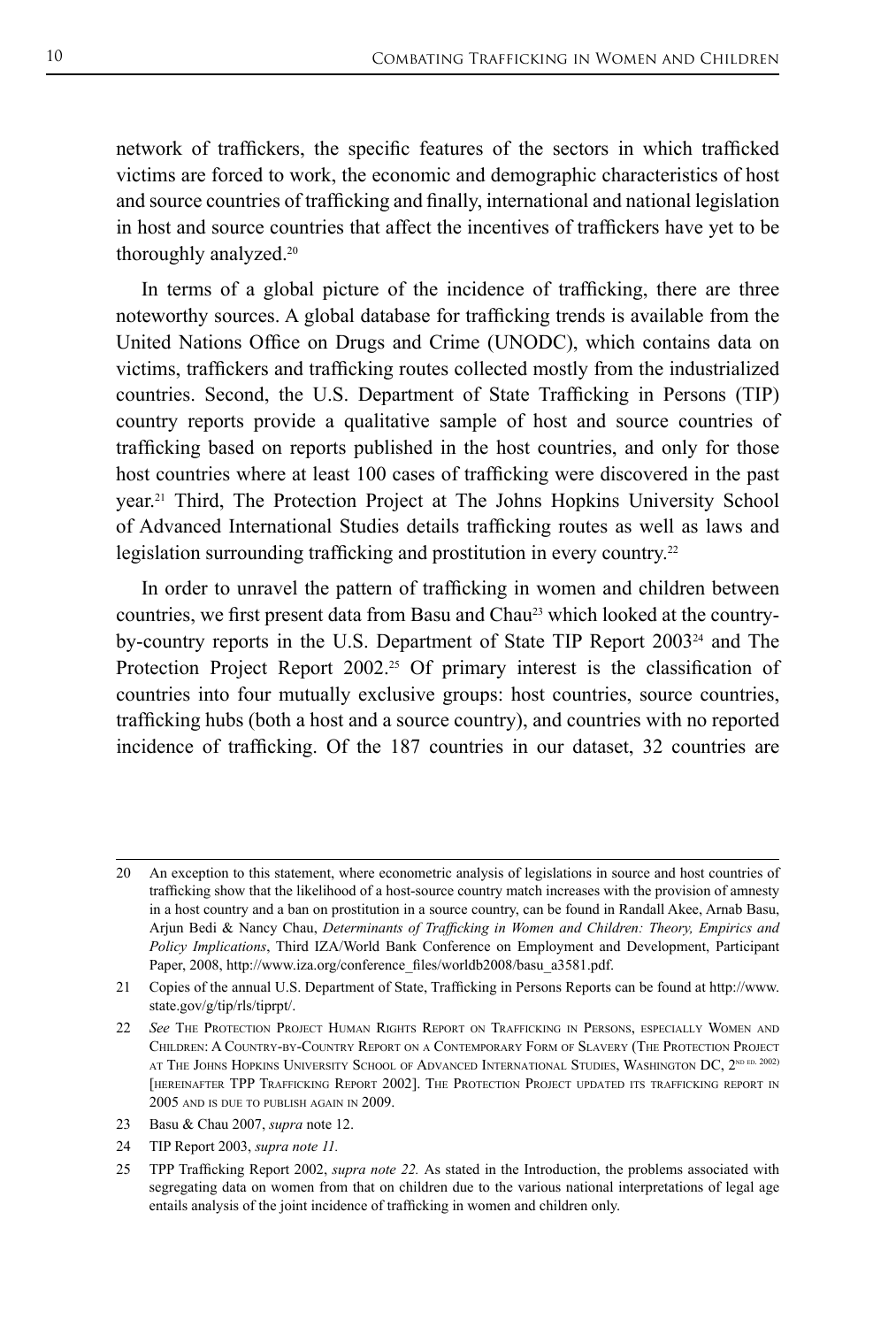network of traffickers, the specific features of the sectors in which trafficked victims are forced to work, the economic and demographic characteristics of host and source countries of trafficking and finally, international and national legislation in host and source countries that affect the incentives of traffickers have yet to be thoroughly analyzed.[20]

In terms of a global picture of the incidence of trafficking, there are three noteworthy sources. A global database for trafficking trends is available from the United Nations Office on Drugs and Crime (UNODC), which contains data on victims, traffickers and trafficking routes collected mostly from the industrialized countries. Second, the U.S. Department of State Trafficking in Persons (TIP) country reports provide a qualitative sample of host and source countries of trafficking based on reports published in the host countries, and only for those host countries where at least 100 cases of trafficking were discovered in the past year.[21] Third, The Protection Project at The Johns Hopkins University School of Advanced International Studies details trafficking routes as well as laws and legislation surrounding trafficking and prostitution in every country.[22]

In order to unravel the pattern of trafficking in women and children between countries, we first present data from Basu and Chau[23] which looked at the country-by-country reports in the U.S. Department of State TIP Report 2003[24] and The Protection Project Report 2002.[25] Of primary interest is the classification of countries into four mutually exclusive groups: host countries, source countries, trafficking hubs (both a host and a source country), and countries with no reported incidence of trafficking. Of the 187 countries in our dataset, 32 countries are

---

20 An exception to this statement, where econometric analysis of legislations in source and host countries of trafficking show that the likelihood of a host-source country match increases with the provision of amnesty in a host country and a ban on prostitution in a source country, can be found in Randall Akee, Arnab Basu, Arjun Bedi & Nancy Chau, *Determinants of Trafficking in Women and Children: Theory, Empirics and Policy Implications*, Third IZA/World Bank Conference on Employment and Development, Participant Paper, 2008, http://www.iza.org/conference_files/worldb2008/basu_a3581.pdf.

21 Copies of the annual U.S. Department of State, Trafficking in Persons Reports can be found at http://www.state.gov/g/tip/rls/tiprpt/.

22 *See* The Protection Project Human Rights Report on Trafficking in Persons, especially Women and Children: A Country-by-Country Report on a Contemporary Form of Slavery (The Protection Project at The Johns Hopkins University School of Advanced International Studies, Washington DC, 2nd ed. 2002) [hereinafter TPP Trafficking Report 2002]. The Protection Project updated its trafficking report in 2005 and is due to publish again in 2009.

23 Basu & Chau 2007, *supra* note 12.

24 TIP Report 2003, *supra note 11.*

25 TPP Trafficking Report 2002, *supra note 22.* As stated in the Introduction, the problems associated with segregating data on women from that on children due to the various national interpretations of legal age entails analysis of the joint incidence of trafficking in women and children only.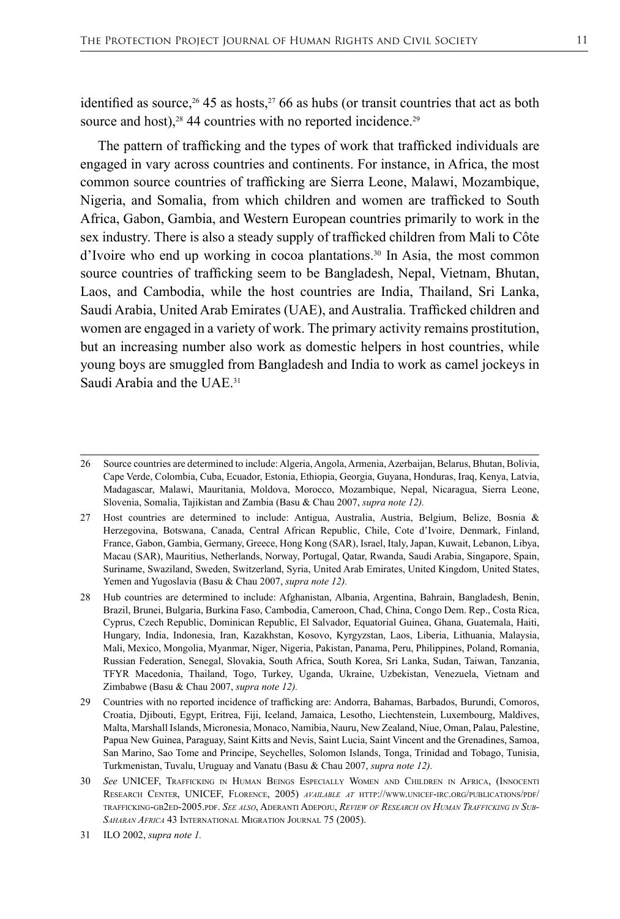identified as source,[26] 45 as hosts,[27] 66 as hubs (or transit countries that act as both source and host),[28] 44 countries with no reported incidence.[29]

The pattern of trafficking and the types of work that trafficked individuals are engaged in vary across countries and continents. For instance, in Africa, the most common source countries of trafficking are Sierra Leone, Malawi, Mozambique, Nigeria, and Somalia, from which children and women are trafficked to South Africa, Gabon, Gambia, and Western European countries primarily to work in the sex industry. There is also a steady supply of trafficked children from Mali to Côte d'Ivoire who end up working in cocoa plantations.[30] In Asia, the most common source countries of trafficking seem to be Bangladesh, Nepal, Vietnam, Bhutan, Laos, and Cambodia, while the host countries are India, Thailand, Sri Lanka, Saudi Arabia, United Arab Emirates (UAE), and Australia. Trafficked children and women are engaged in a variety of work. The primary activity remains prostitution, but an increasing number also work as domestic helpers in host countries, while young boys are smuggled from Bangladesh and India to work as camel jockeys in Saudi Arabia and the UAE.[31]

---

26 Source countries are determined to include: Algeria, Angola, Armenia, Azerbaijan, Belarus, Bhutan, Bolivia, Cape Verde, Colombia, Cuba, Ecuador, Estonia, Ethiopia, Georgia, Guyana, Honduras, Iraq, Kenya, Latvia, Madagascar, Malawi, Mauritania, Moldova, Morocco, Mozambique, Nepal, Nicaragua, Sierra Leone, Slovenia, Somalia, Tajikistan and Zambia (Basu & Chau 2007, *supra note 12).*

27 Host countries are determined to include: Antigua, Australia, Austria, Belgium, Belize, Bosnia & Herzegovina, Botswana, Canada, Central African Republic, Chile, Cote d'Ivoire, Denmark, Finland, France, Gabon, Gambia, Germany, Greece, Hong Kong (SAR), Israel, Italy, Japan, Kuwait, Lebanon, Libya, Macau (SAR), Mauritius, Netherlands, Norway, Portugal, Qatar, Rwanda, Saudi Arabia, Singapore, Spain, Suriname, Swaziland, Sweden, Switzerland, Syria, United Arab Emirates, United Kingdom, United States, Yemen and Yugoslavia (Basu & Chau 2007, *supra note 12).*

28 Hub countries are determined to include: Afghanistan, Albania, Argentina, Bahrain, Bangladesh, Benin, Brazil, Brunei, Bulgaria, Burkina Faso, Cambodia, Cameroon, Chad, China, Congo Dem. Rep., Costa Rica, Cyprus, Czech Republic, Dominican Republic, El Salvador, Equatorial Guinea, Ghana, Guatemala, Haiti, Hungary, India, Indonesia, Iran, Kazakhstan, Kosovo, Kyrgyzstan, Laos, Liberia, Lithuania, Malaysia, Mali, Mexico, Mongolia, Myanmar, Niger, Nigeria, Pakistan, Panama, Peru, Philippines, Poland, Romania, Russian Federation, Senegal, Slovakia, South Africa, South Korea, Sri Lanka, Sudan, Taiwan, Tanzania, TFYR Macedonia, Thailand, Togo, Turkey, Uganda, Ukraine, Uzbekistan, Venezuela, Vietnam and Zimbabwe (Basu & Chau 2007, *supra note 12).*

29 Countries with no reported incidence of trafficking are: Andorra, Bahamas, Barbados, Burundi, Comoros, Croatia, Djibouti, Egypt, Eritrea, Fiji, Iceland, Jamaica, Lesotho, Liechtenstein, Luxembourg, Maldives, Malta, Marshall Islands, Micronesia, Monaco, Namibia, Nauru, New Zealand, Niue, Oman, Palau, Palestine, Papua New Guinea, Paraguay, Saint Kitts and Nevis, Saint Lucia, Saint Vincent and the Grenadines, Samoa, San Marino, Sao Tome and Principe, Seychelles, Solomon Islands, Tonga, Trinidad and Tobago, Tunisia, Turkmenistan, Tuvalu, Uruguay and Vanatu (Basu & Chau 2007, *supra note 12).*

30 *See* UNICEF, Trafficking in Human Beings Especially Women and Children in Africa, (Innocenti Research Center, UNICEF, Florence, 2005) *available at* http://www.unicef-irc.org/publications/pdf/trafficking-gb2ed-2005.pdf. *See also*, Aderanti Adepoju, *Review of Research on Human Trafficking in Sub-Saharan Africa* 43 International Migration Journal 75 (2005).

31 ILO 2002, *supra note 1.*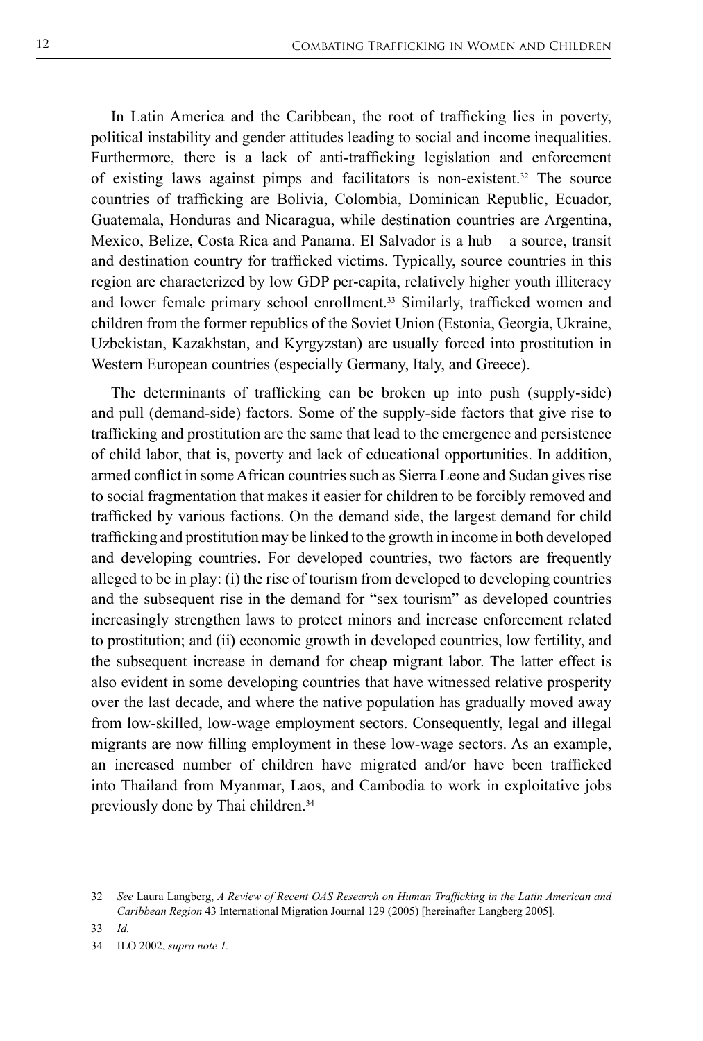In Latin America and the Caribbean, the root of trafficking lies in poverty, political instability and gender attitudes leading to social and income inequalities. Furthermore, there is a lack of anti-trafficking legislation and enforcement of existing laws against pimps and facilitators is non-existent.[32] The source countries of trafficking are Bolivia, Colombia, Dominican Republic, Ecuador, Guatemala, Honduras and Nicaragua, while destination countries are Argentina, Mexico, Belize, Costa Rica and Panama. El Salvador is a hub – a source, transit and destination country for trafficked victims. Typically, source countries in this region are characterized by low GDP per-capita, relatively higher youth illiteracy and lower female primary school enrollment.[33] Similarly, trafficked women and children from the former republics of the Soviet Union (Estonia, Georgia, Ukraine, Uzbekistan, Kazakhstan, and Kyrgyzstan) are usually forced into prostitution in Western European countries (especially Germany, Italy, and Greece).

The determinants of trafficking can be broken up into push (supply-side) and pull (demand-side) factors. Some of the supply-side factors that give rise to trafficking and prostitution are the same that lead to the emergence and persistence of child labor, that is, poverty and lack of educational opportunities. In addition, armed conflict in some African countries such as Sierra Leone and Sudan gives rise to social fragmentation that makes it easier for children to be forcibly removed and trafficked by various factions. On the demand side, the largest demand for child trafficking and prostitution may be linked to the growth in income in both developed and developing countries. For developed countries, two factors are frequently alleged to be in play: (i) the rise of tourism from developed to developing countries and the subsequent rise in the demand for "sex tourism" as developed countries increasingly strengthen laws to protect minors and increase enforcement related to prostitution; and (ii) economic growth in developed countries, low fertility, and the subsequent increase in demand for cheap migrant labor. The latter effect is also evident in some developing countries that have witnessed relative prosperity over the last decade, and where the native population has gradually moved away from low-skilled, low-wage employment sectors. Consequently, legal and illegal migrants are now filling employment in these low-wage sectors. As an example, an increased number of children have migrated and/or have been trafficked into Thailand from Myanmar, Laos, and Cambodia to work in exploitative jobs previously done by Thai children.[34]

---

32 *See* Laura Langberg, *A Review of Recent OAS Research on Human Trafficking in the Latin American and Caribbean Region* 43 International Migration Journal 129 (2005) [hereinafter Langberg 2005].

33 *Id.*

34 ILO 2002, *supra note 1.*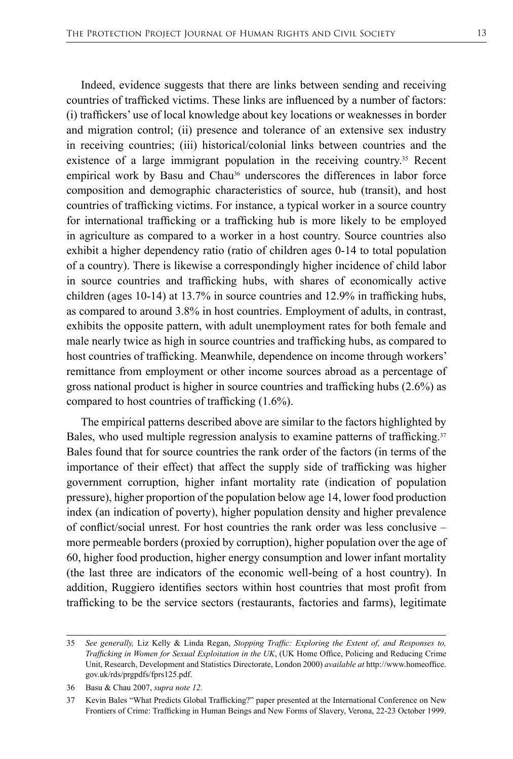Indeed, evidence suggests that there are links between sending and receiving countries of trafficked victims. These links are influenced by a number of factors: (i) traffickers' use of local knowledge about key locations or weaknesses in border and migration control; (ii) presence and tolerance of an extensive sex industry in receiving countries; (iii) historical/colonial links between countries and the existence of a large immigrant population in the receiving country.[35] Recent empirical work by Basu and Chau[36] underscores the differences in labor force composition and demographic characteristics of source, hub (transit), and host countries of trafficking victims. For instance, a typical worker in a source country for international trafficking or a trafficking hub is more likely to be employed in agriculture as compared to a worker in a host country. Source countries also exhibit a higher dependency ratio (ratio of children ages 0-14 to total population of a country). There is likewise a correspondingly higher incidence of child labor in source countries and trafficking hubs, with shares of economically active children (ages 10-14) at 13.7% in source countries and 12.9% in trafficking hubs, as compared to around 3.8% in host countries. Employment of adults, in contrast, exhibits the opposite pattern, with adult unemployment rates for both female and male nearly twice as high in source countries and trafficking hubs, as compared to host countries of trafficking. Meanwhile, dependence on income through workers' remittance from employment or other income sources abroad as a percentage of gross national product is higher in source countries and trafficking hubs (2.6%) as compared to host countries of trafficking (1.6%).

The empirical patterns described above are similar to the factors highlighted by Bales, who used multiple regression analysis to examine patterns of trafficking.[37] Bales found that for source countries the rank order of the factors (in terms of the importance of their effect) that affect the supply side of trafficking was higher government corruption, higher infant mortality rate (indication of population pressure), higher proportion of the population below age 14, lower food production index (an indication of poverty), higher population density and higher prevalence of conflict/social unrest. For host countries the rank order was less conclusive – more permeable borders (proxied by corruption), higher population over the age of 60, higher food production, higher energy consumption and lower infant mortality (the last three are indicators of the economic well-being of a host country). In addition, Ruggiero identifies sectors within host countries that most profit from trafficking to be the service sectors (restaurants, factories and farms), legitimate

---

35 *See generally,* Liz Kelly & Linda Regan, *Stopping Traffic: Exploring the Extent of, and Responses to, Trafficking in Women for Sexual Exploitation in the UK*, (UK Home Office, Policing and Reducing Crime Unit, Research, Development and Statistics Directorate, London 2000) *available at* http://www.homeoffice.gov.uk/rds/prgpdfs/fprs125.pdf.

36 Basu & Chau 2007, *supra note 12.*

37 Kevin Bales "What Predicts Global Trafficking?" paper presented at the International Conference on New Frontiers of Crime: Trafficking in Human Beings and New Forms of Slavery, Verona, 22-23 October 1999.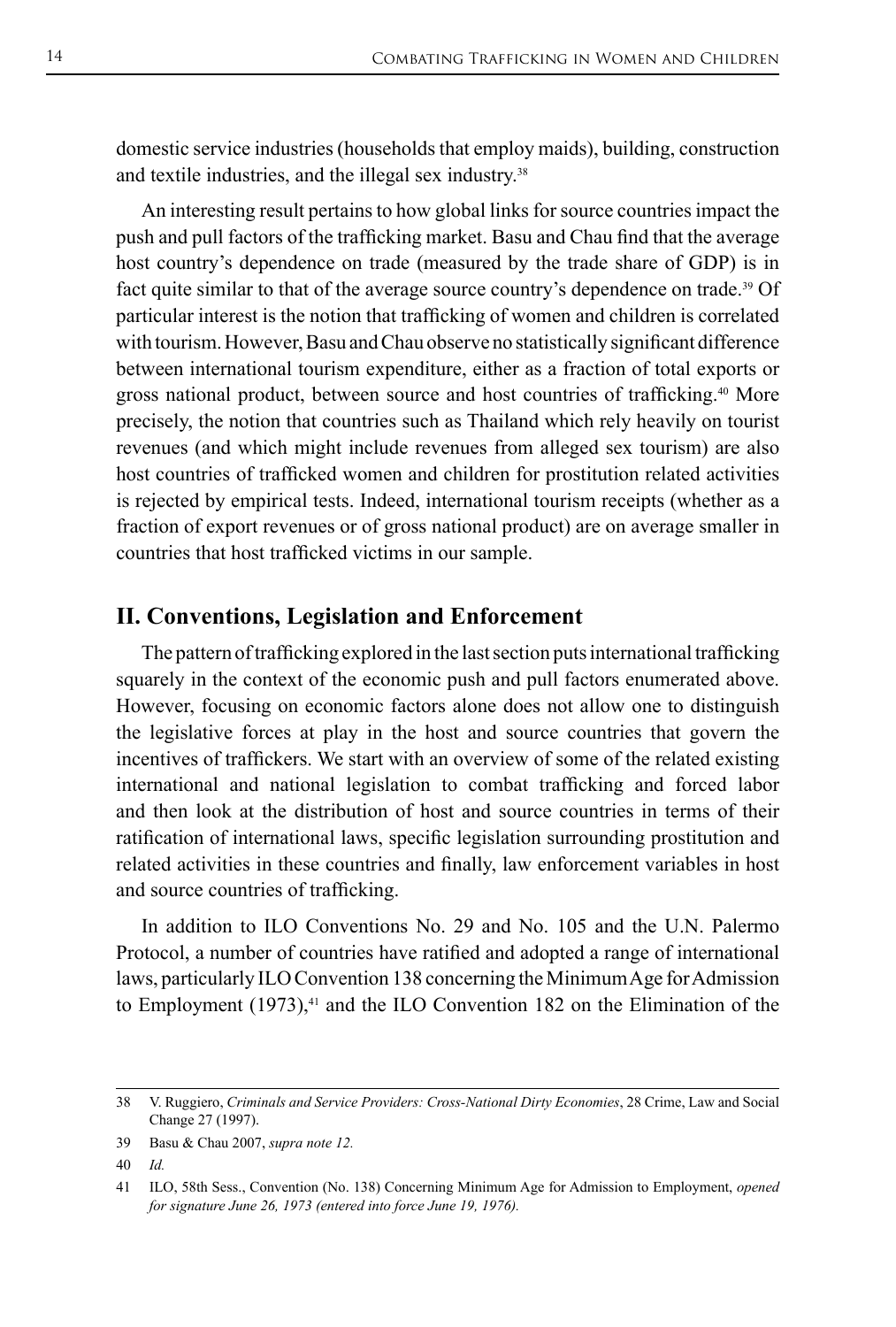domestic service industries (households that employ maids), building, construction and textile industries, and the illegal sex industry.[38]

An interesting result pertains to how global links for source countries impact the push and pull factors of the trafficking market. Basu and Chau find that the average host country's dependence on trade (measured by the trade share of GDP) is in fact quite similar to that of the average source country's dependence on trade.[39] Of particular interest is the notion that trafficking of women and children is correlated with tourism. However, Basu and Chau observe no statistically significant difference between international tourism expenditure, either as a fraction of total exports or gross national product, between source and host countries of trafficking.[40] More precisely, the notion that countries such as Thailand which rely heavily on tourist revenues (and which might include revenues from alleged sex tourism) are also host countries of trafficked women and children for prostitution related activities is rejected by empirical tests. Indeed, international tourism receipts (whether as a fraction of export revenues or of gross national product) are on average smaller in countries that host trafficked victims in our sample.

## II. Conventions, Legislation and Enforcement

The pattern of trafficking explored in the last section puts international trafficking squarely in the context of the economic push and pull factors enumerated above. However, focusing on economic factors alone does not allow one to distinguish the legislative forces at play in the host and source countries that govern the incentives of traffickers. We start with an overview of some of the related existing international and national legislation to combat trafficking and forced labor and then look at the distribution of host and source countries in terms of their ratification of international laws, specific legislation surrounding prostitution and related activities in these countries and finally, law enforcement variables in host and source countries of trafficking.

In addition to ILO Conventions No. 29 and No. 105 and the U.N. Palermo Protocol, a number of countries have ratified and adopted a range of international laws, particularly ILO Convention 138 concerning the Minimum Age for Admission to Employment (1973),[41] and the ILO Convention 182 on the Elimination of the

---

38 V. Ruggiero, *Criminals and Service Providers: Cross-National Dirty Economies*, 28 Crime, Law and Social Change 27 (1997).

39 Basu & Chau 2007, *supra note 12.*

40 *Id.*

41 ILO, 58th Sess., Convention (No. 138) Concerning Minimum Age for Admission to Employment, *opened for signature June 26, 1973 (entered into force June 19, 1976).*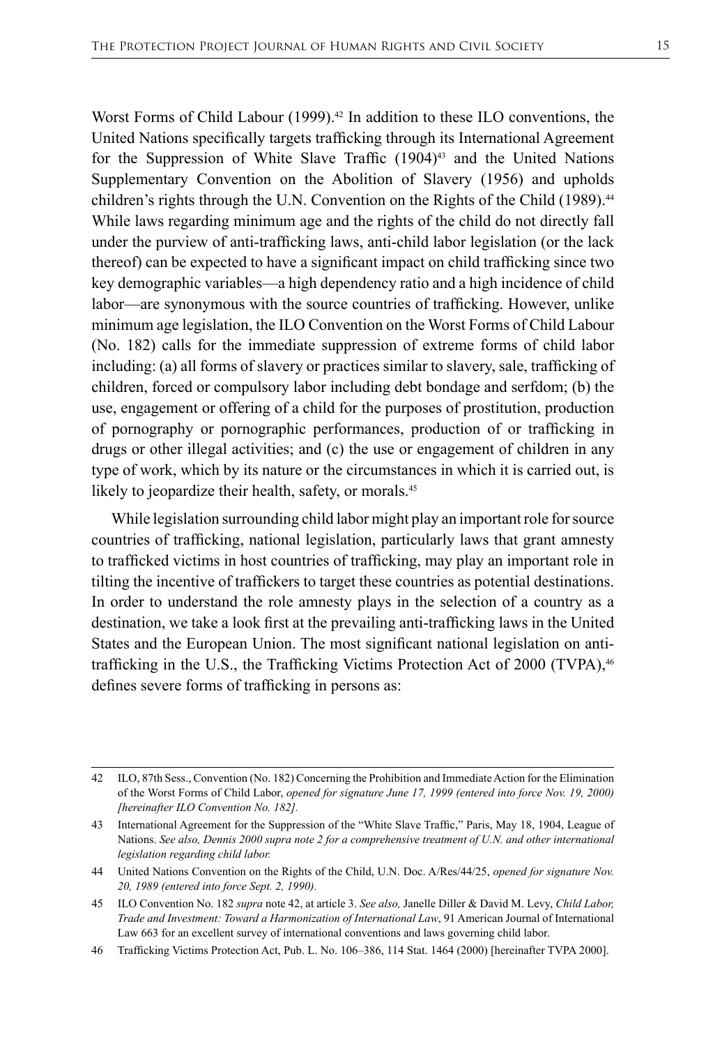Worst Forms of Child Labour (1999).[42] In addition to these ILO conventions, the United Nations specifically targets trafficking through its International Agreement for the Suppression of White Slave Traffic (1904)[43] and the United Nations Supplementary Convention on the Abolition of Slavery (1956) and upholds children's rights through the U.N. Convention on the Rights of the Child (1989).[44] While laws regarding minimum age and the rights of the child do not directly fall under the purview of anti-trafficking laws, anti-child labor legislation (or the lack thereof) can be expected to have a significant impact on child trafficking since two key demographic variables—a high dependency ratio and a high incidence of child labor—are synonymous with the source countries of trafficking. However, unlike minimum age legislation, the ILO Convention on the Worst Forms of Child Labour (No. 182) calls for the immediate suppression of extreme forms of child labor including: (a) all forms of slavery or practices similar to slavery, sale, trafficking of children, forced or compulsory labor including debt bondage and serfdom; (b) the use, engagement or offering of a child for the purposes of prostitution, production of pornography or pornographic performances, production of or trafficking in drugs or other illegal activities; and (c) the use or engagement of children in any type of work, which by its nature or the circumstances in which it is carried out, is likely to jeopardize their health, safety, or morals.[45]

While legislation surrounding child labor might play an important role for source countries of trafficking, national legislation, particularly laws that grant amnesty to trafficked victims in host countries of trafficking, may play an important role in tilting the incentive of traffickers to target these countries as potential destinations. In order to understand the role amnesty plays in the selection of a country as a destination, we take a look first at the prevailing anti-trafficking laws in the United States and the European Union. The most significant national legislation on anti-trafficking in the U.S., the Trafficking Victims Protection Act of 2000 (TVPA),[46] defines severe forms of trafficking in persons as:

---

42 ILO, 87th Sess., Convention (No. 182) Concerning the Prohibition and Immediate Action for the Elimination of the Worst Forms of Child Labor, *opened for signature June 17, 1999 (entered into force Nov. 19, 2000) [hereinafter ILO Convention No. 182].*

43 International Agreement for the Suppression of the "White Slave Traffic," Paris, May 18, 1904, League of Nations. *See also, Dennis 2000 supra note 2 for a comprehensive treatment of U.N. and other international legislation regarding child labor.*

44 United Nations Convention on the Rights of the Child, U.N. Doc. A/Res/44/25, *opened for signature Nov. 20, 1989 (entered into force Sept. 2, 1990).*

45 ILO Convention No. 182 *supra* note 42, at article 3. *See also,* Janelle Diller & David M. Levy, *Child Labor, Trade and Investment: Toward a Harmonization of International Law*, 91 American Journal of International Law 663 for an excellent survey of international conventions and laws governing child labor.

46 Trafficking Victims Protection Act, Pub. L. No. 106–386, 114 Stat. 1464 (2000) [hereinafter TVPA 2000].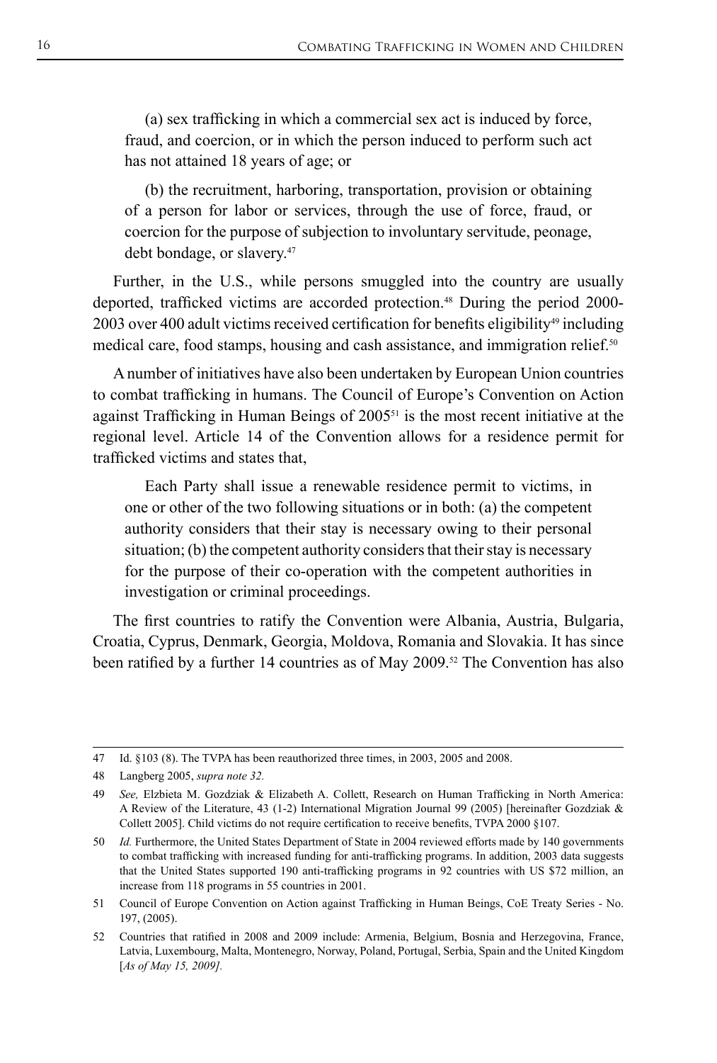(a) sex trafficking in which a commercial sex act is induced by force, fraud, and coercion, or in which the person induced to perform such act has not attained 18 years of age; or

(b) the recruitment, harboring, transportation, provision or obtaining of a person for labor or services, through the use of force, fraud, or coercion for the purpose of subjection to involuntary servitude, peonage, debt bondage, or slavery.[47]

Further, in the U.S., while persons smuggled into the country are usually deported, trafficked victims are accorded protection.[48] During the period 2000-2003 over 400 adult victims received certification for benefits eligibility[49] including medical care, food stamps, housing and cash assistance, and immigration relief.[50]

A number of initiatives have also been undertaken by European Union countries to combat trafficking in humans. The Council of Europe's Convention on Action against Trafficking in Human Beings of 2005[51] is the most recent initiative at the regional level. Article 14 of the Convention allows for a residence permit for trafficked victims and states that,

> Each Party shall issue a renewable residence permit to victims, in one or other of the two following situations or in both: (a) the competent authority considers that their stay is necessary owing to their personal situation; (b) the competent authority considers that their stay is necessary for the purpose of their co-operation with the competent authorities in investigation or criminal proceedings.

The first countries to ratify the Convention were Albania, Austria, Bulgaria, Croatia, Cyprus, Denmark, Georgia, Moldova, Romania and Slovakia. It has since been ratified by a further 14 countries as of May 2009.[52] The Convention has also

---

47 Id. §103 (8). The TVPA has been reauthorized three times, in 2003, 2005 and 2008.

48 Langberg 2005, *supra note 32.*

49 *See,* Elzbieta M. Gozdziak & Elizabeth A. Collett, Research on Human Trafficking in North America: A Review of the Literature, 43 (1-2) International Migration Journal 99 (2005) [hereinafter Gozdziak & Collett 2005]. Child victims do not require certification to receive benefits, TVPA 2000 §107.

50 *Id.* Furthermore, the United States Department of State in 2004 reviewed efforts made by 140 governments to combat trafficking with increased funding for anti-trafficking programs. In addition, 2003 data suggests that the United States supported 190 anti-trafficking programs in 92 countries with US $72 million, an increase from 118 programs in 55 countries in 2001.

51 Council of Europe Convention on Action against Trafficking in Human Beings, CoE Treaty Series - No. 197, (2005).

52 Countries that ratified in 2008 and 2009 include: Armenia, Belgium, Bosnia and Herzegovina, France, Latvia, Luxembourg, Malta, Montenegro, Norway, Poland, Portugal, Serbia, Spain and the United Kingdom [*As of May 15, 2009].*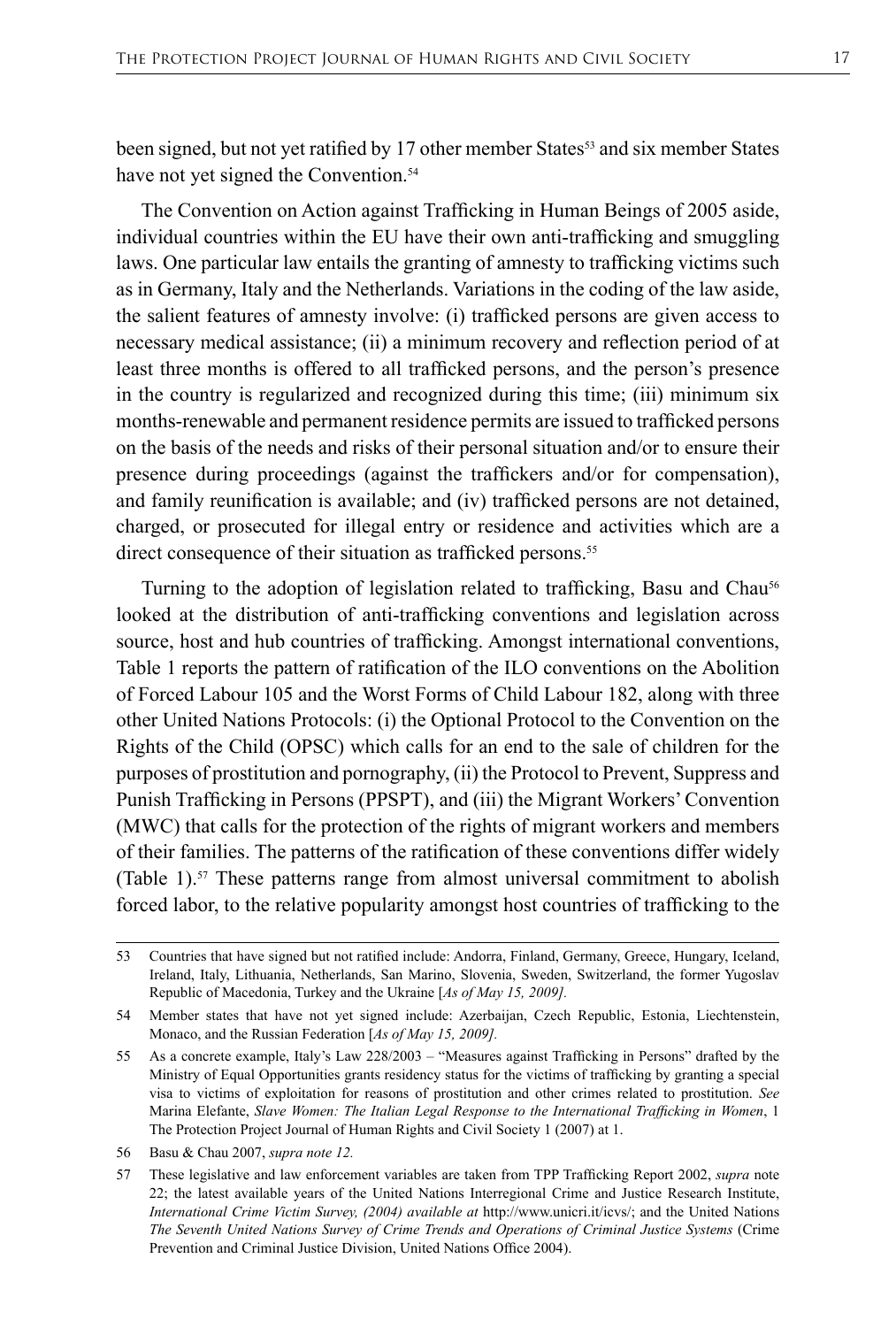been signed, but not yet ratified by 17 other member States[53] and six member States have not yet signed the Convention.[54]

The Convention on Action against Trafficking in Human Beings of 2005 aside, individual countries within the EU have their own anti-trafficking and smuggling laws. One particular law entails the granting of amnesty to trafficking victims such as in Germany, Italy and the Netherlands. Variations in the coding of the law aside, the salient features of amnesty involve: (i) trafficked persons are given access to necessary medical assistance; (ii) a minimum recovery and reflection period of at least three months is offered to all trafficked persons, and the person's presence in the country is regularized and recognized during this time; (iii) minimum six months-renewable and permanent residence permits are issued to trafficked persons on the basis of the needs and risks of their personal situation and/or to ensure their presence during proceedings (against the traffickers and/or for compensation), and family reunification is available; and (iv) trafficked persons are not detained, charged, or prosecuted for illegal entry or residence and activities which are a direct consequence of their situation as trafficked persons.[55]

Turning to the adoption of legislation related to trafficking, Basu and Chau[56] looked at the distribution of anti-trafficking conventions and legislation across source, host and hub countries of trafficking. Amongst international conventions, Table 1 reports the pattern of ratification of the ILO conventions on the Abolition of Forced Labour 105 and the Worst Forms of Child Labour 182, along with three other United Nations Protocols: (i) the Optional Protocol to the Convention on the Rights of the Child (OPSC) which calls for an end to the sale of children for the purposes of prostitution and pornography, (ii) the Protocol to Prevent, Suppress and Punish Trafficking in Persons (PPSPT), and (iii) the Migrant Workers' Convention (MWC) that calls for the protection of the rights of migrant workers and members of their families. The patterns of the ratification of these conventions differ widely (Table 1).[57] These patterns range from almost universal commitment to abolish forced labor, to the relative popularity amongst host countries of trafficking to the

---

53 Countries that have signed but not ratified include: Andorra, Finland, Germany, Greece, Hungary, Iceland, Ireland, Italy, Lithuania, Netherlands, San Marino, Slovenia, Sweden, Switzerland, the former Yugoslav Republic of Macedonia, Turkey and the Ukraine [*As of May 15, 2009].*

54 Member states that have not yet signed include: Azerbaijan, Czech Republic, Estonia, Liechtenstein, Monaco, and the Russian Federation [*As of May 15, 2009].*

55 As a concrete example, Italy's Law 228/2003 – "Measures against Trafficking in Persons" drafted by the Ministry of Equal Opportunities grants residency status for the victims of trafficking by granting a special visa to victims of exploitation for reasons of prostitution and other crimes related to prostitution. *See* Marina Elefante, *Slave Women: The Italian Legal Response to the International Trafficking in Women*, 1 The Protection Project Journal of Human Rights and Civil Society 1 (2007) at 1.

56 Basu & Chau 2007, *supra note 12.*

57 These legislative and law enforcement variables are taken from TPP Trafficking Report 2002, *supra* note 22; the latest available years of the United Nations Interregional Crime and Justice Research Institute, *International Crime Victim Survey, (2004) available at* http://www.unicri.it/icvs/; and the United Nations *The Seventh United Nations Survey of Crime Trends and Operations of Criminal Justice Systems* (Crime Prevention and Criminal Justice Division, United Nations Office 2004).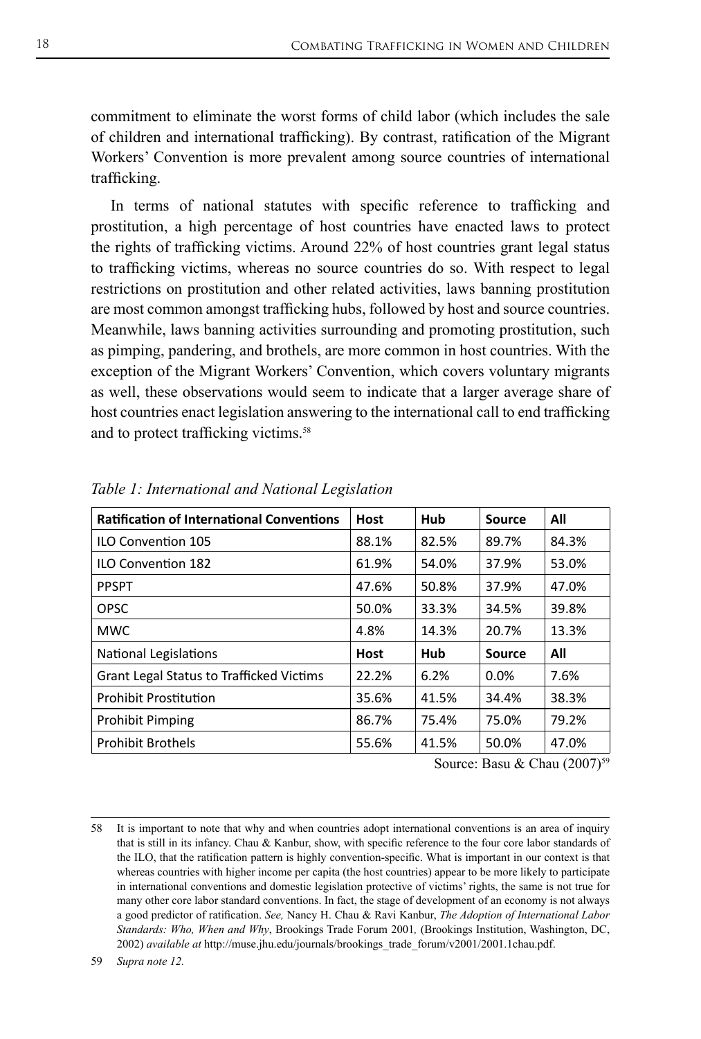commitment to eliminate the worst forms of child labor (which includes the sale of children and international trafficking). By contrast, ratification of the Migrant Workers' Convention is more prevalent among source countries of international trafficking.

In terms of national statutes with specific reference to trafficking and prostitution, a high percentage of host countries have enacted laws to protect the rights of trafficking victims. Around 22% of host countries grant legal status to trafficking victims, whereas no source countries do so. With respect to legal restrictions on prostitution and other related activities, laws banning prostitution are most common amongst trafficking hubs, followed by host and source countries. Meanwhile, laws banning activities surrounding and promoting prostitution, such as pimping, pandering, and brothels, are more common in host countries. With the exception of the Migrant Workers' Convention, which covers voluntary migrants as well, these observations would seem to indicate that a larger average share of host countries enact legislation answering to the international call to end trafficking and to protect trafficking victims.[58]

*Table 1: International and National Legislation*

| **Ratification of International Conventions** | **Host** | **Hub** | **Source** | **All** |
|---|---|---|---|---|
| ILO Convention 105 | 88.1% | 82.5% | 89.7% | 84.3% |
| ILO Convention 182 | 61.9% | 54.0% | 37.9% | 53.0% |
| PPSPT | 47.6% | 50.8% | 37.9% | 47.0% |
| OPSC | 50.0% | 33.3% | 34.5% | 39.8% |
| MWC | 4.8% | 14.3% | 20.7% | 13.3% |
| National Legislations | **Host** | **Hub** | **Source** | **All** |
| Grant Legal Status to Trafficked Victims | 22.2% | 6.2% | 0.0% | 7.6% |
| Prohibit Prostitution | 35.6% | 41.5% | 34.4% | 38.3% |
| Prohibit Pimping | 86.7% | 75.4% | 75.0% | 79.2% |
| Prohibit Brothels | 55.6% | 41.5% | 50.0% | 47.0% |

Source: Basu & Chau (2007)[59]

---

58 It is important to note that why and when countries adopt international conventions is an area of inquiry that is still in its infancy. Chau & Kanbur, show, with specific reference to the four core labor standards of the ILO, that the ratification pattern is highly convention-specific. What is important in our context is that whereas countries with higher income per capita (the host countries) appear to be more likely to participate in international conventions and domestic legislation protective of victims' rights, the same is not true for many other core labor standard conventions. In fact, the stage of development of an economy is not always a good predictor of ratification. *See,* Nancy H. Chau & Ravi Kanbur, *The Adoption of International Labor Standards: Who, When and Why*, Brookings Trade Forum 2001*,* (Brookings Institution, Washington, DC, 2002) *available at* http://muse.jhu.edu/journals/brookings_trade_forum/v2001/2001.1chau.pdf.

59 *Supra note 12.*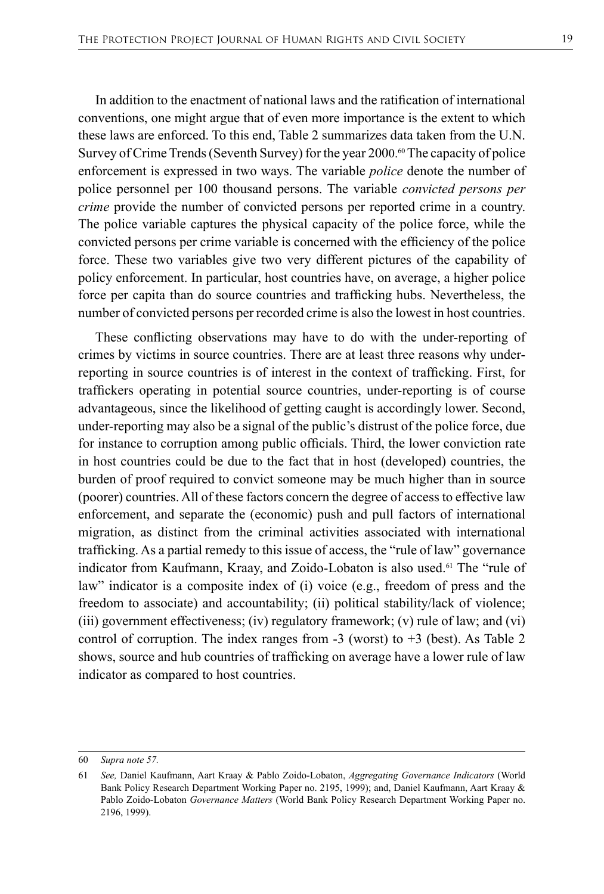In addition to the enactment of national laws and the ratification of international conventions, one might argue that of even more importance is the extent to which these laws are enforced. To this end, Table 2 summarizes data taken from the U.N. Survey of Crime Trends (Seventh Survey) for the year 2000.[60] The capacity of police enforcement is expressed in two ways. The variable *police* denote the number of police personnel per 100 thousand persons. The variable *convicted persons per crime* provide the number of convicted persons per reported crime in a country. The police variable captures the physical capacity of the police force, while the convicted persons per crime variable is concerned with the efficiency of the police force. These two variables give two very different pictures of the capability of policy enforcement. In particular, host countries have, on average, a higher police force per capita than do source countries and trafficking hubs. Nevertheless, the number of convicted persons per recorded crime is also the lowest in host countries.

These conflicting observations may have to do with the under-reporting of crimes by victims in source countries. There are at least three reasons why under-reporting in source countries is of interest in the context of trafficking. First, for traffickers operating in potential source countries, under-reporting is of course advantageous, since the likelihood of getting caught is accordingly lower. Second, under-reporting may also be a signal of the public's distrust of the police force, due for instance to corruption among public officials. Third, the lower conviction rate in host countries could be due to the fact that in host (developed) countries, the burden of proof required to convict someone may be much higher than in source (poorer) countries. All of these factors concern the degree of access to effective law enforcement, and separate the (economic) push and pull factors of international migration, as distinct from the criminal activities associated with international trafficking. As a partial remedy to this issue of access, the "rule of law" governance indicator from Kaufmann, Kraay, and Zoido-Lobaton is also used.[61] The "rule of law" indicator is a composite index of (i) voice (e.g., freedom of press and the freedom to associate) and accountability; (ii) political stability/lack of violence; (iii) government effectiveness; (iv) regulatory framework; (v) rule of law; and (vi) control of corruption. The index ranges from -3 (worst) to +3 (best). As Table 2 shows, source and hub countries of trafficking on average have a lower rule of law indicator as compared to host countries.

---

60 *Supra note 57.*

61 *See,* Daniel Kaufmann, Aart Kraay & Pablo Zoido-Lobaton, *Aggregating Governance Indicators* (World Bank Policy Research Department Working Paper no. 2195, 1999); and, Daniel Kaufmann, Aart Kraay & Pablo Zoido-Lobaton *Governance Matters* (World Bank Policy Research Department Working Paper no. 2196, 1999).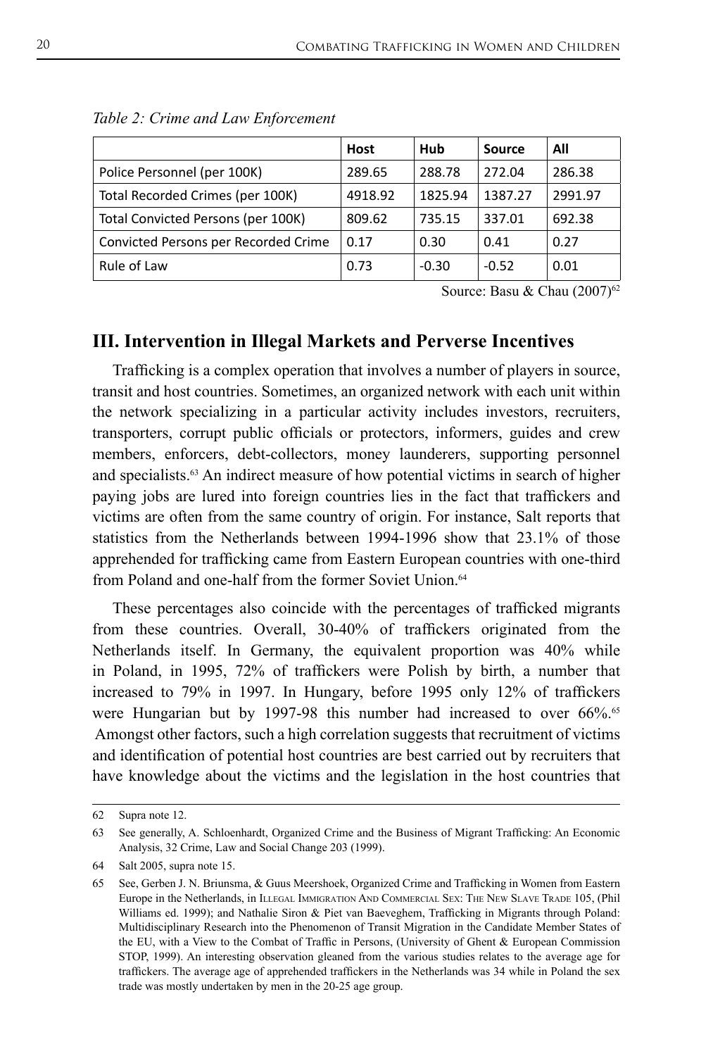*Table 2: Crime and Law Enforcement*

| | Host | Hub | Source | All |
|---|---|---|---|---|
| Police Personnel (per 100K) | 289.65 | 288.78 | 272.04 | 286.38 |
| Total Recorded Crimes (per 100K) | 4918.92 | 1825.94 | 1387.27 | 2991.97 |
| Total Convicted Persons (per 100K) | 809.62 | 735.15 | 337.01 | 692.38 |
| Convicted Persons per Recorded Crime | 0.17 | 0.30 | 0.41 | 0.27 |
| Rule of Law | 0.73 | -0.30 | -0.52 | 0.01 |

Source: Basu & Chau (2007)[62]

## III. Intervention in Illegal Markets and Perverse Incentives

Trafficking is a complex operation that involves a number of players in source, transit and host countries. Sometimes, an organized network with each unit within the network specializing in a particular activity includes investors, recruiters, transporters, corrupt public officials or protectors, informers, guides and crew members, enforcers, debt-collectors, money launderers, supporting personnel and specialists.[63] An indirect measure of how potential victims in search of higher paying jobs are lured into foreign countries lies in the fact that traffickers and victims are often from the same country of origin. For instance, Salt reports that statistics from the Netherlands between 1994-1996 show that 23.1% of those apprehended for trafficking came from Eastern European countries with one-third from Poland and one-half from the former Soviet Union.[64]

These percentages also coincide with the percentages of trafficked migrants from these countries. Overall, 30-40% of traffickers originated from the Netherlands itself. In Germany, the equivalent proportion was 40% while in Poland, in 1995, 72% of traffickers were Polish by birth, a number that increased to 79% in 1997. In Hungary, before 1995 only 12% of traffickers were Hungarian but by 1997-98 this number had increased to over 66%.[65] Amongst other factors, such a high correlation suggests that recruitment of victims and identification of potential host countries are best carried out by recruiters that have knowledge about the victims and the legislation in the host countries that

---

62 Supra note 12.

63 See generally, A. Schloenhardt, Organized Crime and the Business of Migrant Trafficking: An Economic Analysis, 32 Crime, Law and Social Change 203 (1999).

64 Salt 2005, supra note 15.

65 See, Gerben J. N. Briunsma, & Guus Meershoek, Organized Crime and Trafficking in Women from Eastern Europe in the Netherlands, in Illegal Immigration And Commercial Sex: The New Slave Trade 105, (Phil Williams ed. 1999); and Nathalie Siron & Piet van Baeveghem, Trafficking in Migrants through Poland: Multidisciplinary Research into the Phenomenon of Transit Migration in the Candidate Member States of the EU, with a View to the Combat of Traffic in Persons, (University of Ghent & European Commission STOP, 1999). An interesting observation gleaned from the various studies relates to the average age for traffickers. The average age of apprehended traffickers in the Netherlands was 34 while in Poland the sex trade was mostly undertaken by men in the 20-25 age group.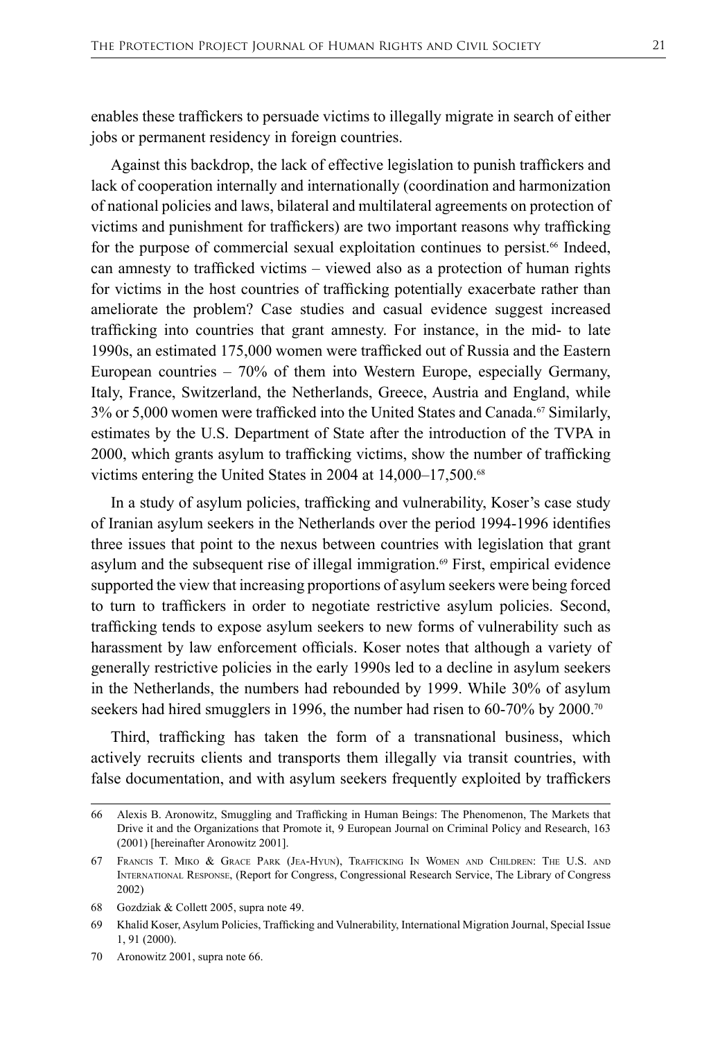enables these traffickers to persuade victims to illegally migrate in search of either jobs or permanent residency in foreign countries.

Against this backdrop, the lack of effective legislation to punish traffickers and lack of cooperation internally and internationally (coordination and harmonization of national policies and laws, bilateral and multilateral agreements on protection of victims and punishment for traffickers) are two important reasons why trafficking for the purpose of commercial sexual exploitation continues to persist.[66] Indeed, can amnesty to trafficked victims – viewed also as a protection of human rights for victims in the host countries of trafficking potentially exacerbate rather than ameliorate the problem? Case studies and casual evidence suggest increased trafficking into countries that grant amnesty. For instance, in the mid- to late 1990s, an estimated 175,000 women were trafficked out of Russia and the Eastern European countries – 70% of them into Western Europe, especially Germany, Italy, France, Switzerland, the Netherlands, Greece, Austria and England, while 3% or 5,000 women were trafficked into the United States and Canada.[67] Similarly, estimates by the U.S. Department of State after the introduction of the TVPA in 2000, which grants asylum to trafficking victims, show the number of trafficking victims entering the United States in 2004 at 14,000–17,500.[68]

In a study of asylum policies, trafficking and vulnerability, Koser's case study of Iranian asylum seekers in the Netherlands over the period 1994-1996 identifies three issues that point to the nexus between countries with legislation that grant asylum and the subsequent rise of illegal immigration.[69] First, empirical evidence supported the view that increasing proportions of asylum seekers were being forced to turn to traffickers in order to negotiate restrictive asylum policies. Second, trafficking tends to expose asylum seekers to new forms of vulnerability such as harassment by law enforcement officials. Koser notes that although a variety of generally restrictive policies in the early 1990s led to a decline in asylum seekers in the Netherlands, the numbers had rebounded by 1999. While 30% of asylum seekers had hired smugglers in 1996, the number had risen to 60-70% by 2000.[70]

Third, trafficking has taken the form of a transnational business, which actively recruits clients and transports them illegally via transit countries, with false documentation, and with asylum seekers frequently exploited by traffickers

---

66 Alexis B. Aronowitz, Smuggling and Trafficking in Human Beings: The Phenomenon, The Markets that Drive it and the Organizations that Promote it, 9 European Journal on Criminal Policy and Research, 163 (2001) [hereinafter Aronowitz 2001].

67 Francis T. Miko & Grace Park (Jea-Hyun), Trafficking In Women and Children: The U.S. and International Response, (Report for Congress, Congressional Research Service, The Library of Congress 2002)

68 Gozdziak & Collett 2005, supra note 49.

69 Khalid Koser, Asylum Policies, Trafficking and Vulnerability, International Migration Journal, Special Issue 1, 91 (2000).

70 Aronowitz 2001, supra note 66.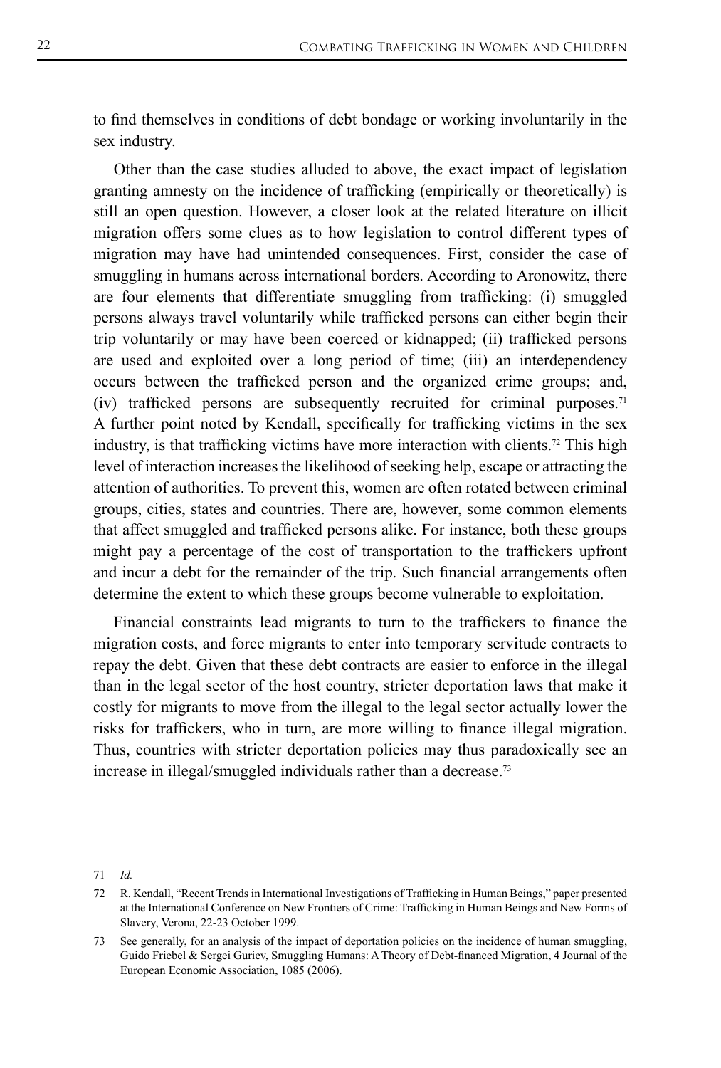to find themselves in conditions of debt bondage or working involuntarily in the sex industry.

Other than the case studies alluded to above, the exact impact of legislation granting amnesty on the incidence of trafficking (empirically or theoretically) is still an open question. However, a closer look at the related literature on illicit migration offers some clues as to how legislation to control different types of migration may have had unintended consequences. First, consider the case of smuggling in humans across international borders. According to Aronowitz, there are four elements that differentiate smuggling from trafficking: (i) smuggled persons always travel voluntarily while trafficked persons can either begin their trip voluntarily or may have been coerced or kidnapped; (ii) trafficked persons are used and exploited over a long period of time; (iii) an interdependency occurs between the trafficked person and the organized crime groups; and, (iv) trafficked persons are subsequently recruited for criminal purposes.[71] A further point noted by Kendall, specifically for trafficking victims in the sex industry, is that trafficking victims have more interaction with clients.[72] This high level of interaction increases the likelihood of seeking help, escape or attracting the attention of authorities. To prevent this, women are often rotated between criminal groups, cities, states and countries. There are, however, some common elements that affect smuggled and trafficked persons alike. For instance, both these groups might pay a percentage of the cost of transportation to the traffickers upfront and incur a debt for the remainder of the trip. Such financial arrangements often determine the extent to which these groups become vulnerable to exploitation.

Financial constraints lead migrants to turn to the traffickers to finance the migration costs, and force migrants to enter into temporary servitude contracts to repay the debt. Given that these debt contracts are easier to enforce in the illegal than in the legal sector of the host country, stricter deportation laws that make it costly for migrants to move from the illegal to the legal sector actually lower the risks for traffickers, who in turn, are more willing to finance illegal migration. Thus, countries with stricter deportation policies may thus paradoxically see an increase in illegal/smuggled individuals rather than a decrease.[73]

---

71 *Id.*

72 R. Kendall, "Recent Trends in International Investigations of Trafficking in Human Beings," paper presented at the International Conference on New Frontiers of Crime: Trafficking in Human Beings and New Forms of Slavery, Verona, 22-23 October 1999.

73 See generally, for an analysis of the impact of deportation policies on the incidence of human smuggling, Guido Friebel & Sergei Guriev, Smuggling Humans: A Theory of Debt-financed Migration, 4 Journal of the European Economic Association, 1085 (2006).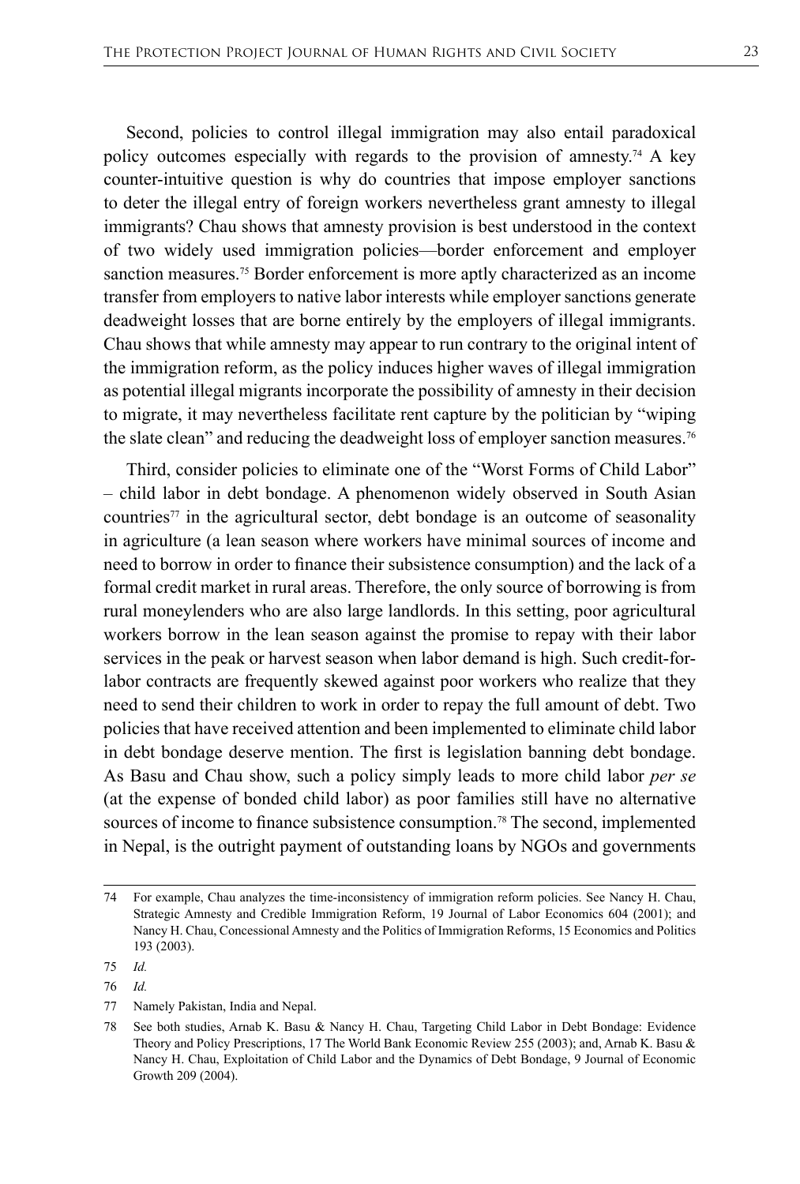Second, policies to control illegal immigration may also entail paradoxical policy outcomes especially with regards to the provision of amnesty.[74] A key counter-intuitive question is why do countries that impose employer sanctions to deter the illegal entry of foreign workers nevertheless grant amnesty to illegal immigrants? Chau shows that amnesty provision is best understood in the context of two widely used immigration policies—border enforcement and employer sanction measures.[75] Border enforcement is more aptly characterized as an income transfer from employers to native labor interests while employer sanctions generate deadweight losses that are borne entirely by the employers of illegal immigrants. Chau shows that while amnesty may appear to run contrary to the original intent of the immigration reform, as the policy induces higher waves of illegal immigration as potential illegal migrants incorporate the possibility of amnesty in their decision to migrate, it may nevertheless facilitate rent capture by the politician by "wiping the slate clean" and reducing the deadweight loss of employer sanction measures.[76]

Third, consider policies to eliminate one of the "Worst Forms of Child Labor" – child labor in debt bondage. A phenomenon widely observed in South Asian countries[77] in the agricultural sector, debt bondage is an outcome of seasonality in agriculture (a lean season where workers have minimal sources of income and need to borrow in order to finance their subsistence consumption) and the lack of a formal credit market in rural areas. Therefore, the only source of borrowing is from rural moneylenders who are also large landlords. In this setting, poor agricultural workers borrow in the lean season against the promise to repay with their labor services in the peak or harvest season when labor demand is high. Such credit-for-labor contracts are frequently skewed against poor workers who realize that they need to send their children to work in order to repay the full amount of debt. Two policies that have received attention and been implemented to eliminate child labor in debt bondage deserve mention. The first is legislation banning debt bondage. As Basu and Chau show, such a policy simply leads to more child labor *per se* (at the expense of bonded child labor) as poor families still have no alternative sources of income to finance subsistence consumption.[78] The second, implemented in Nepal, is the outright payment of outstanding loans by NGOs and governments

---

74 For example, Chau analyzes the time-inconsistency of immigration reform policies. See Nancy H. Chau, Strategic Amnesty and Credible Immigration Reform, 19 Journal of Labor Economics 604 (2001); and Nancy H. Chau, Concessional Amnesty and the Politics of Immigration Reforms, 15 Economics and Politics 193 (2003).

75 *Id.*

76 *Id.*

77 Namely Pakistan, India and Nepal.

78 See both studies, Arnab K. Basu & Nancy H. Chau, Targeting Child Labor in Debt Bondage: Evidence Theory and Policy Prescriptions, 17 The World Bank Economic Review 255 (2003); and, Arnab K. Basu & Nancy H. Chau, Exploitation of Child Labor and the Dynamics of Debt Bondage, 9 Journal of Economic Growth 209 (2004).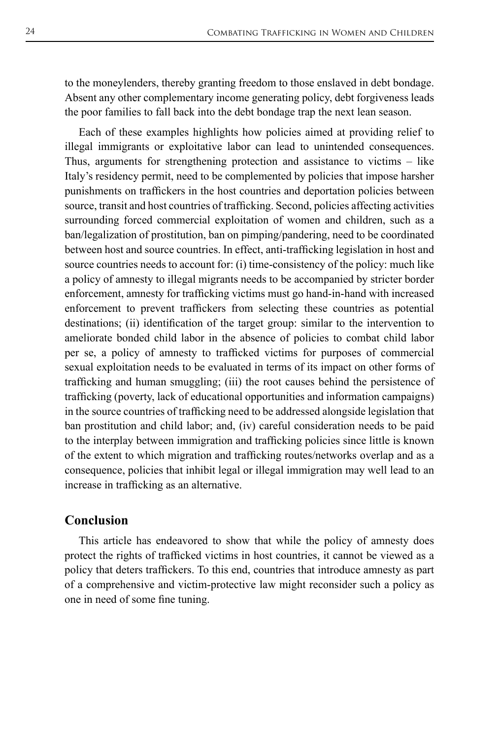to the moneylenders, thereby granting freedom to those enslaved in debt bondage. Absent any other complementary income generating policy, debt forgiveness leads the poor families to fall back into the debt bondage trap the next lean season.

Each of these examples highlights how policies aimed at providing relief to illegal immigrants or exploitative labor can lead to unintended consequences. Thus, arguments for strengthening protection and assistance to victims – like Italy's residency permit, need to be complemented by policies that impose harsher punishments on traffickers in the host countries and deportation policies between source, transit and host countries of trafficking. Second, policies affecting activities surrounding forced commercial exploitation of women and children, such as a ban/legalization of prostitution, ban on pimping/pandering, need to be coordinated between host and source countries. In effect, anti-trafficking legislation in host and source countries needs to account for: (i) time-consistency of the policy: much like a policy of amnesty to illegal migrants needs to be accompanied by stricter border enforcement, amnesty for trafficking victims must go hand-in-hand with increased enforcement to prevent traffickers from selecting these countries as potential destinations; (ii) identification of the target group: similar to the intervention to ameliorate bonded child labor in the absence of policies to combat child labor per se, a policy of amnesty to trafficked victims for purposes of commercial sexual exploitation needs to be evaluated in terms of its impact on other forms of trafficking and human smuggling; (iii) the root causes behind the persistence of trafficking (poverty, lack of educational opportunities and information campaigns) in the source countries of trafficking need to be addressed alongside legislation that ban prostitution and child labor; and, (iv) careful consideration needs to be paid to the interplay between immigration and trafficking policies since little is known of the extent to which migration and trafficking routes/networks overlap and as a consequence, policies that inhibit legal or illegal immigration may well lead to an increase in trafficking as an alternative.

## Conclusion

This article has endeavored to show that while the policy of amnesty does protect the rights of trafficked victims in host countries, it cannot be viewed as a policy that deters traffickers. To this end, countries that introduce amnesty as part of a comprehensive and victim-protective law might reconsider such a policy as one in need of some fine tuning.